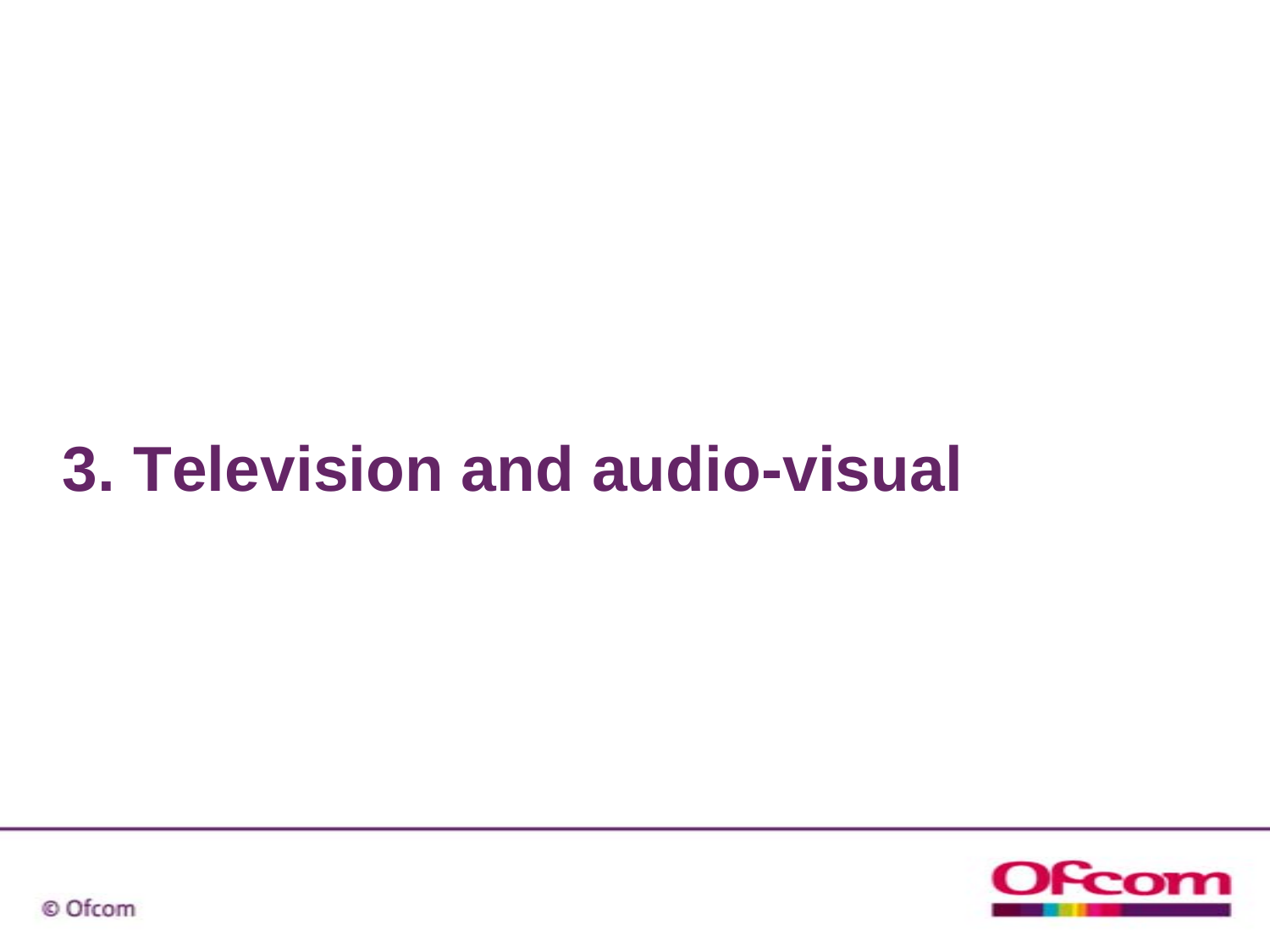# 3. Television and audio-visual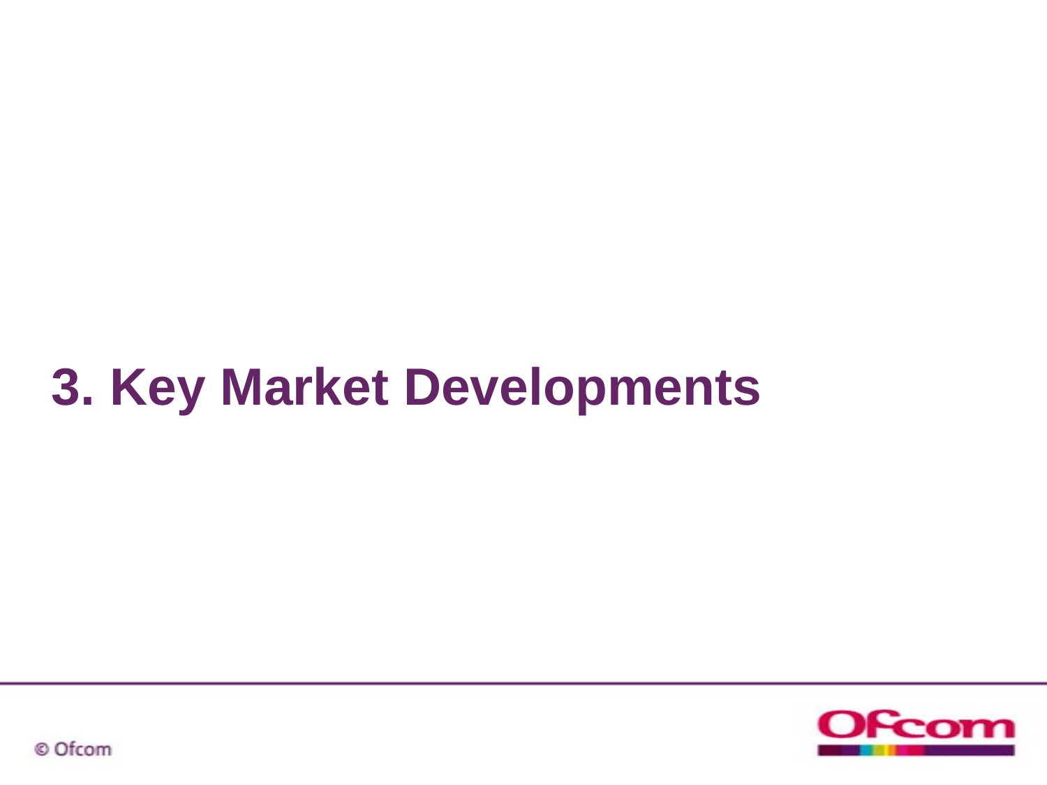# 3. Key Market Developments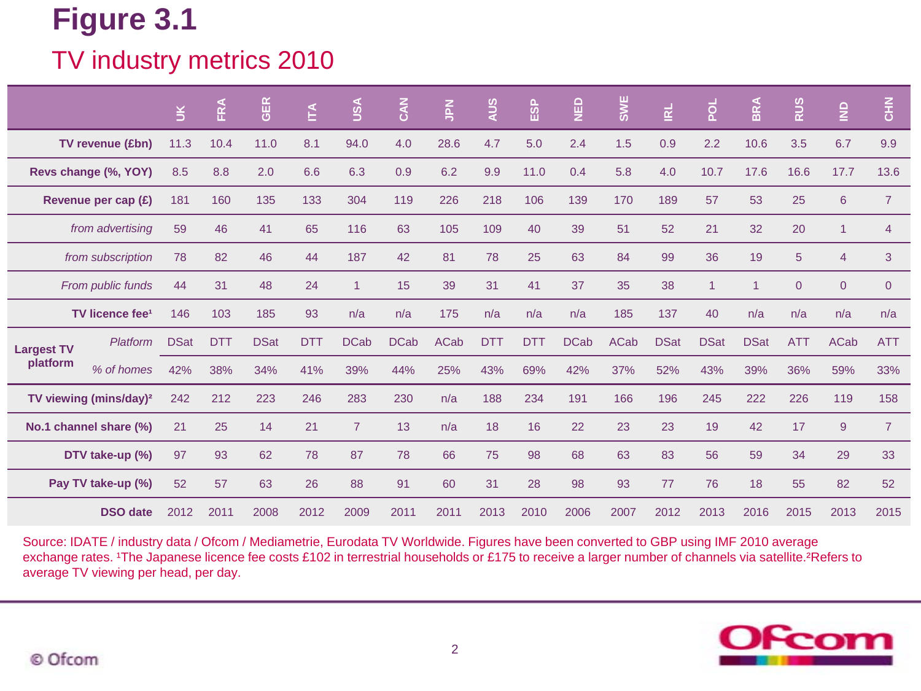# Figure 3.1

## TV industry metrics 2010

| | | UK | FRA | GER | ITA | USA | CAN | JPN | AUS | ESP | NED | SWE | IRL | POL | BRA | RUS | IND | CHN |
|---|---|---|---|---|---|---|---|---|---|---|---|---|---|---|---|---|---|---|
| **TV revenue (£bn)** | | 11.3 | 10.4 | 11.0 | 8.1 | 94.0 | 4.0 | 28.6 | 4.7 | 5.0 | 2.4 | 1.5 | 0.9 | 2.2 | 10.6 | 3.5 | 6.7 | 9.9 |
| **Revs change (%, YOY)** | | 8.5 | 8.8 | 2.0 | 6.6 | 6.3 | 0.9 | 6.2 | 9.9 | 11.0 | 0.4 | 5.8 | 4.0 | 10.7 | 17.6 | 16.6 | 17.7 | 13.6 |
| **Revenue per cap (£)** | | 181 | 160 | 135 | 133 | 304 | 119 | 226 | 218 | 106 | 139 | 170 | 189 | 57 | 53 | 25 | 6 | 7 |
| *from advertising* | | 59 | 46 | 41 | 65 | 116 | 63 | 105 | 109 | 40 | 39 | 51 | 52 | 21 | 32 | 20 | 1 | 4 |
| *from subscription* | | 78 | 82 | 46 | 44 | 187 | 42 | 81 | 78 | 25 | 63 | 84 | 99 | 36 | 19 | 5 | 4 | 3 |
| *From public funds* | | 44 | 31 | 48 | 24 | 1 | 15 | 39 | 31 | 41 | 37 | 35 | 38 | 1 | 1 | 0 | 0 | 0 |
| **TV licence fee[1]** | | 146 | 103 | 185 | 93 | n/a | n/a | 175 | n/a | n/a | n/a | 185 | 137 | 40 | n/a | n/a | n/a | n/a |
| **Largest TV platform** | *Platform* | DSat | DTT | DSat | DTT | DCab | DCab | ACab | DTT | DTT | DCab | ACab | DSat | DSat | DSat | ATT | ACab | ATT |
| | *% of homes* | 42% | 38% | 34% | 41% | 39% | 44% | 25% | 43% | 69% | 42% | 37% | 52% | 43% | 39% | 36% | 59% | 33% |
| **TV viewing (mins/day)[2]** | | 242 | 212 | 223 | 246 | 283 | 230 | n/a | 188 | 234 | 191 | 166 | 196 | 245 | 222 | 226 | 119 | 158 |
| **No.1 channel share (%)** | | 21 | 25 | 14 | 21 | 7 | 13 | n/a | 18 | 16 | 22 | 23 | 23 | 19 | 42 | 17 | 9 | 7 |
| **DTV take-up (%)** | | 97 | 93 | 62 | 78 | 87 | 78 | 66 | 75 | 98 | 68 | 63 | 83 | 56 | 59 | 34 | 29 | 33 |
| **Pay TV take-up (%)** | | 52 | 57 | 63 | 26 | 88 | 91 | 60 | 31 | 28 | 98 | 93 | 77 | 76 | 18 | 55 | 82 | 52 |
| **DSO date** | | 2012 | 2011 | 2008 | 2012 | 2009 | 2011 | 2011 | 2013 | 2010 | 2006 | 2007 | 2012 | 2013 | 2016 | 2015 | 2013 | 2015 |

Source: IDATE / industry data / Ofcom / Mediametrie, Eurodata TV Worldwide. Figures have been converted to GBP using IMF 2010 average exchange rates. [1]The Japanese licence fee costs £102 in terrestrial households or £175 to receive a larger number of channels via satellite.[2]Refers to average TV viewing per head, per day.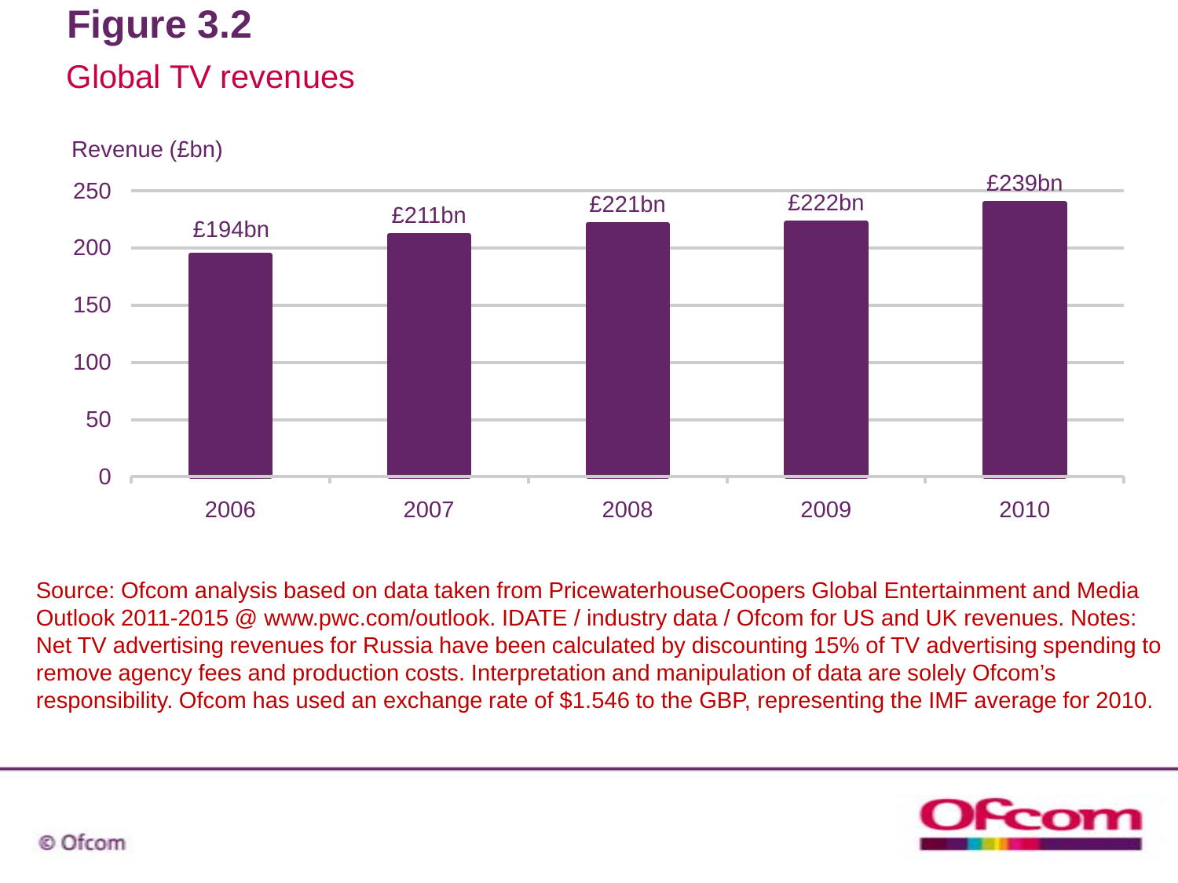# Figure 3.2

## Global TV revenues

Revenue (£bn)

| Year | Revenue |
| --- | --- |
| 2006 | £194bn |
| 2007 | £211bn |
| 2008 | £221bn |
| 2009 | £222bn |
| 2010 | £239bn |

Source: Ofcom analysis based on data taken from PricewaterhouseCoopers Global Entertainment and Media Outlook 2011-2015 @ www.pwc.com/outlook. IDATE / industry data / Ofcom for US and UK revenues. Notes: Net TV advertising revenues for Russia have been calculated by discounting 15% of TV advertising spending to remove agency fees and production costs. Interpretation and manipulation of data are solely Ofcom's responsibility. Ofcom has used an exchange rate of $1.546 to the GBP, representing the IMF average for 2010.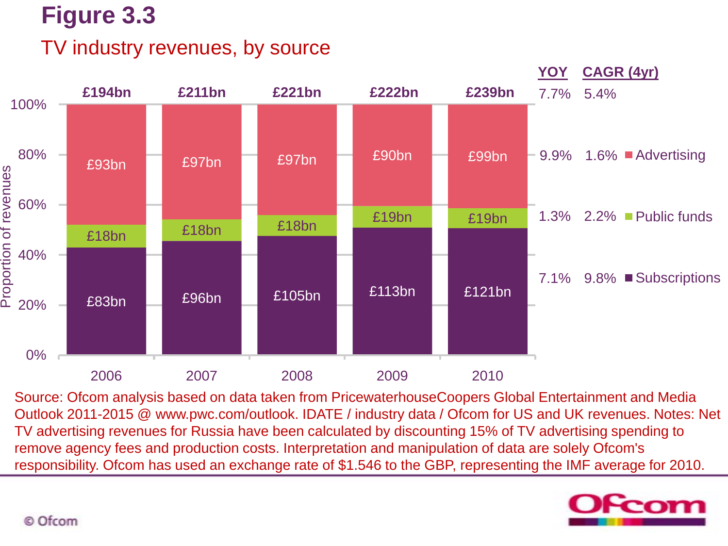# Figure 3.3

## TV industry revenues, by source

| | 2006 | 2007 | 2008 | 2009 | 2010 | YOY | CAGR (4yr) |
|---|---|---|---|---|---|---|---|
| Total | £194bn | £211bn | £221bn | £222bn | £239bn | 7.7% | 5.4% |
| Advertising | £93bn | £97bn | £97bn | £90bn | £99bn | 9.9% | 1.6% |
| Public funds | £18bn | £18bn | £18bn | £19bn | £19bn | 1.3% | 2.2% |
| Subscriptions | £83bn | £96bn | £105bn | £113bn | £121bn | 7.1% | 9.8% |

Source: Ofcom analysis based on data taken from PricewaterhouseCoopers Global Entertainment and Media Outlook 2011-2015 @ www.pwc.com/outlook. IDATE / industry data / Ofcom for US and UK revenues. Notes: Net TV advertising revenues for Russia have been calculated by discounting 15% of TV advertising spending to remove agency fees and production costs. Interpretation and manipulation of data are solely Ofcom's responsibility. Ofcom has used an exchange rate of $1.546 to the GBP, representing the IMF average for 2010.

© Ofcom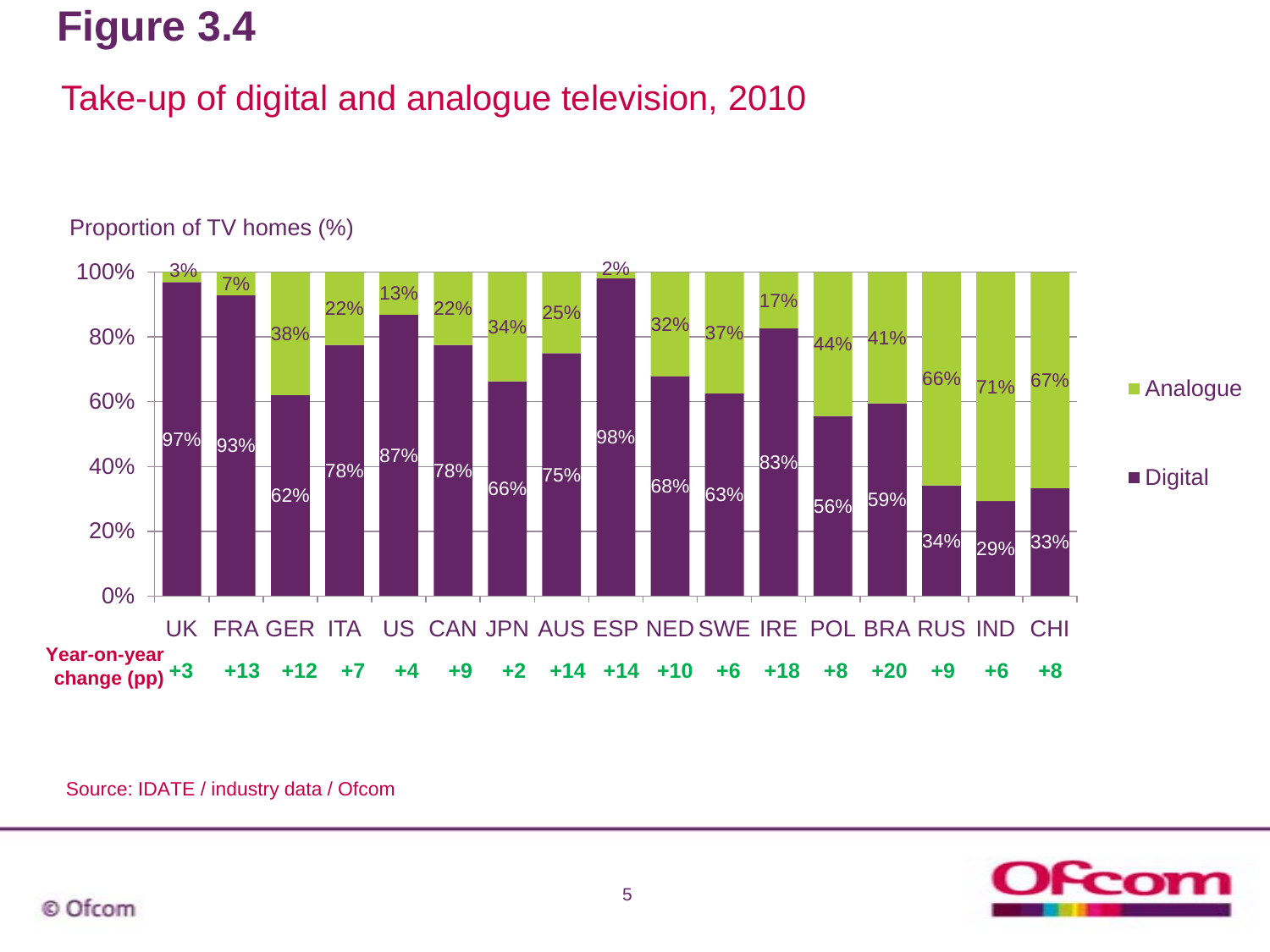# Figure 3.4

## Take-up of digital and analogue television, 2010

Proportion of TV homes (%)

| | UK | FRA | GER | ITA | US | CAN | JPN | AUS | ESP | NED | SWE | IRE | POL | BRA | RUS | IND | CHI |
|---|---|---|---|---|---|---|---|---|---|---|---|---|---|---|---|---|---|
| Analogue | 3% | 7% | 38% | 22% | 13% | 22% | 34% | 25% | 2% | 32% | 37% | 17% | 44% | 41% | 66% | 71% | 67% |
| Digital | 97% | 93% | 62% | 78% | 87% | 78% | 66% | 75% | 98% | 68% | 63% | 83% | 56% | 59% | 34% | 29% | 33% |
| Year-on-year change (pp) | +3 | +13 | +12 | +7 | +4 | +9 | +2 | +14 | +14 | +10 | +6 | +18 | +8 | +20 | +9 | +6 | +8 |

Source: IDATE / industry data / Ofcom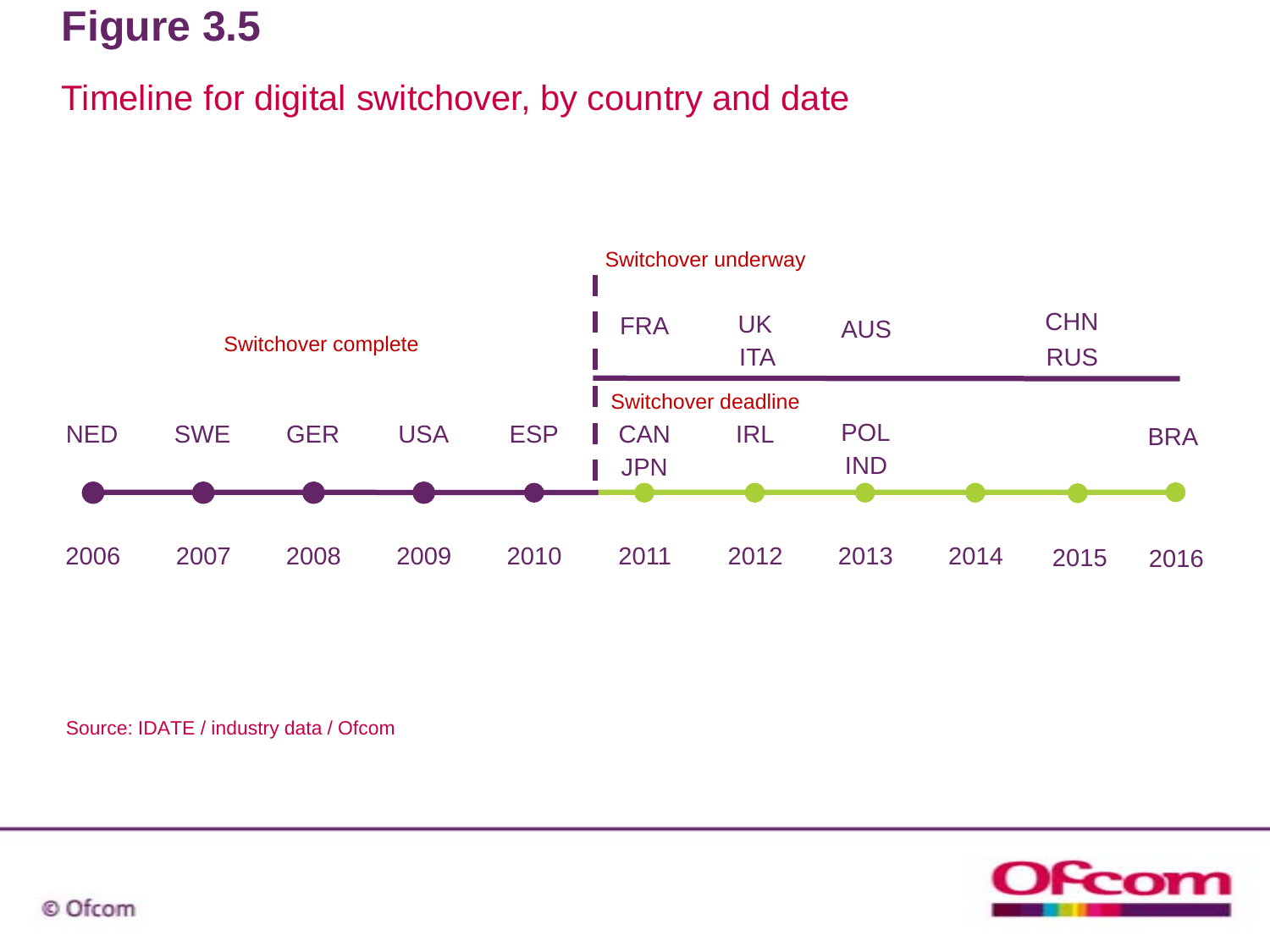# Figure 3.5

## Timeline for digital switchover, by country and date

**Switchover complete**

| Year | Country |
| --- | --- |
| 2006 | NED |
| 2007 | SWE |
| 2008 | GER |
| 2009 | USA |
| 2010 | ESP |

**Switchover underway**

| Year | Switchover underway | Switchover deadline |
| --- | --- | --- |
| 2011 | FRA | CAN, JPN |
| 2012 | UK, ITA | IRL |
| 2013 | AUS | POL, IND |
| 2014 | | |
| 2015 | CHN, RUS | |
| 2016 | | BRA |

Source: IDATE / industry data / Ofcom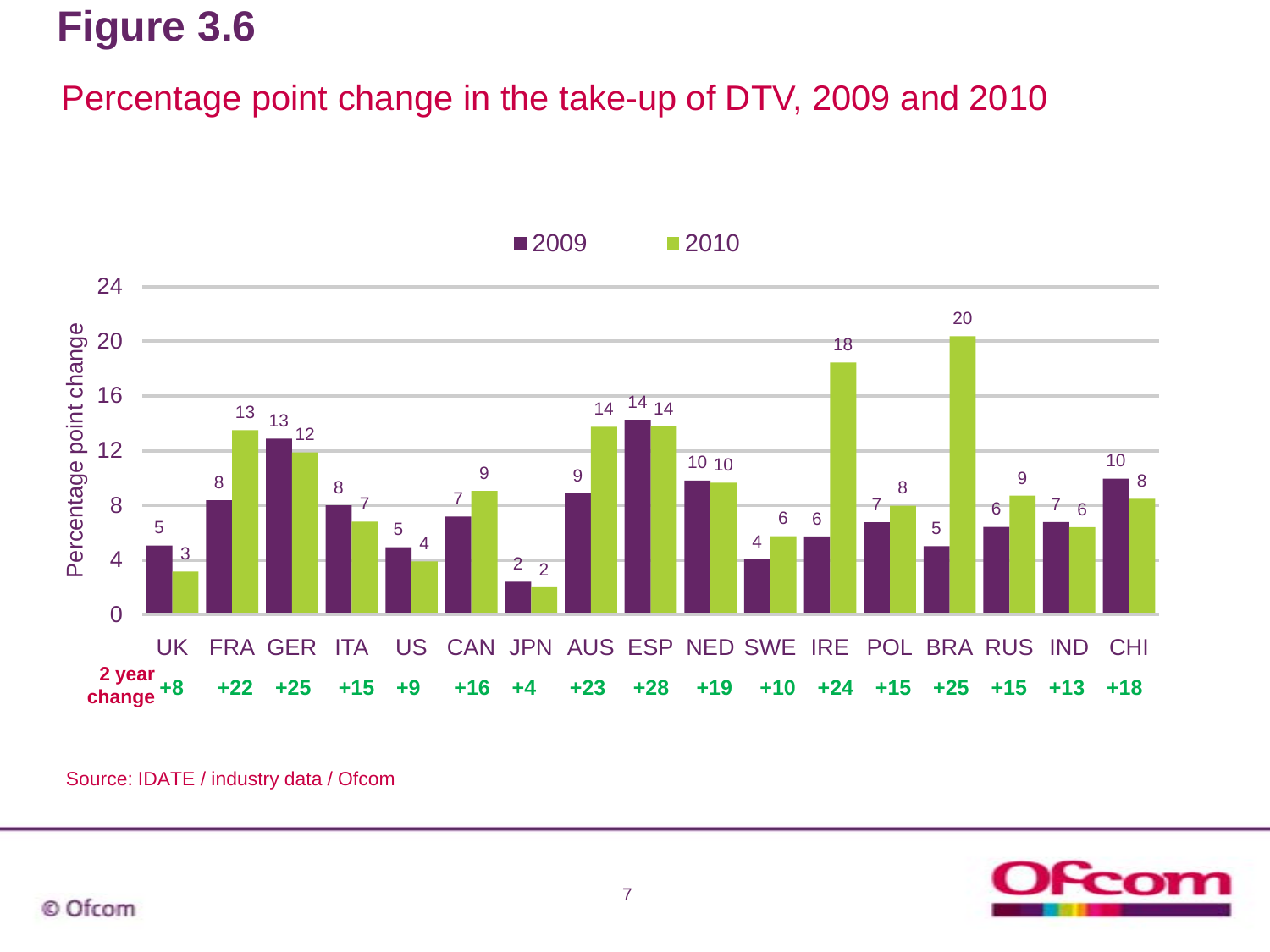# Figure 3.6

## Percentage point change in the take-up of DTV, 2009 and 2010

| | UK | FRA | GER | ITA | US | CAN | JPN | AUS | ESP | NED | SWE | IRE | POL | BRA | RUS | IND | CHI |
|---|---|---|---|---|---|---|---|---|---|---|---|---|---|---|---|---|---|
| 2009 | 5 | 8 | 13 | 8 | 5 | 7 | 2 | 9 | 14 | 10 | 4 | 6 | 7 | 5 | 6 | 7 | 10 |
| 2010 | 3 | 13 | 12 | 7 | 4 | 9 | 2 | 14 | 14 | 10 | 6 | 18 | 8 | 20 | 9 | 6 | 8 |
| **2 year change** | **+8** | **+22** | **+25** | **+15** | **+9** | **+16** | **+4** | **+23** | **+28** | **+19** | **+10** | **+24** | **+15** | **+25** | **+15** | **+13** | **+18** |

Source: IDATE / industry data / Ofcom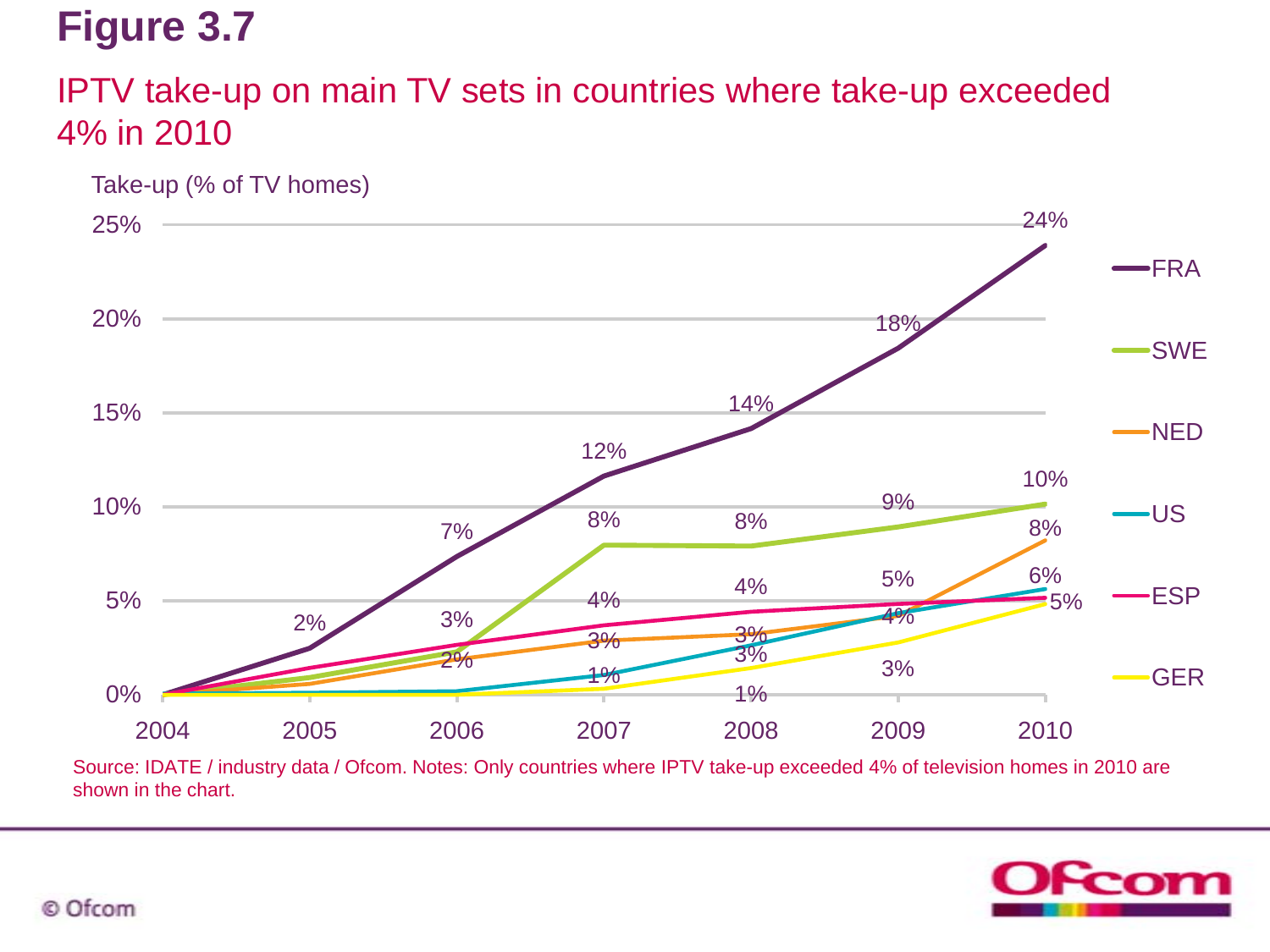# Figure 3.7

## IPTV take-up on main TV sets in countries where take-up exceeded 4% in 2010

Take-up (% of TV homes)

| Country | 2004 | 2005 | 2006 | 2007 | 2008 | 2009 | 2010 |
|---|---|---|---|---|---|---|---|
| FRA | | 2% | 7% | 12% | 14% | 18% | 24% |
| SWE | | | 2% | 8% | 8% | 9% | 10% |
| NED | | | | 3% | 3% | 4% | 8% |
| US | | | | 1% | 3% | 4% | 6% |
| ESP | | | 3% | 4% | 4% | 5% | 5% |
| GER | | | | | 1% | 3% | 5% |

Source: IDATE / industry data / Ofcom. Notes: Only countries where IPTV take-up exceeded 4% of television homes in 2010 are shown in the chart.

© Ofcom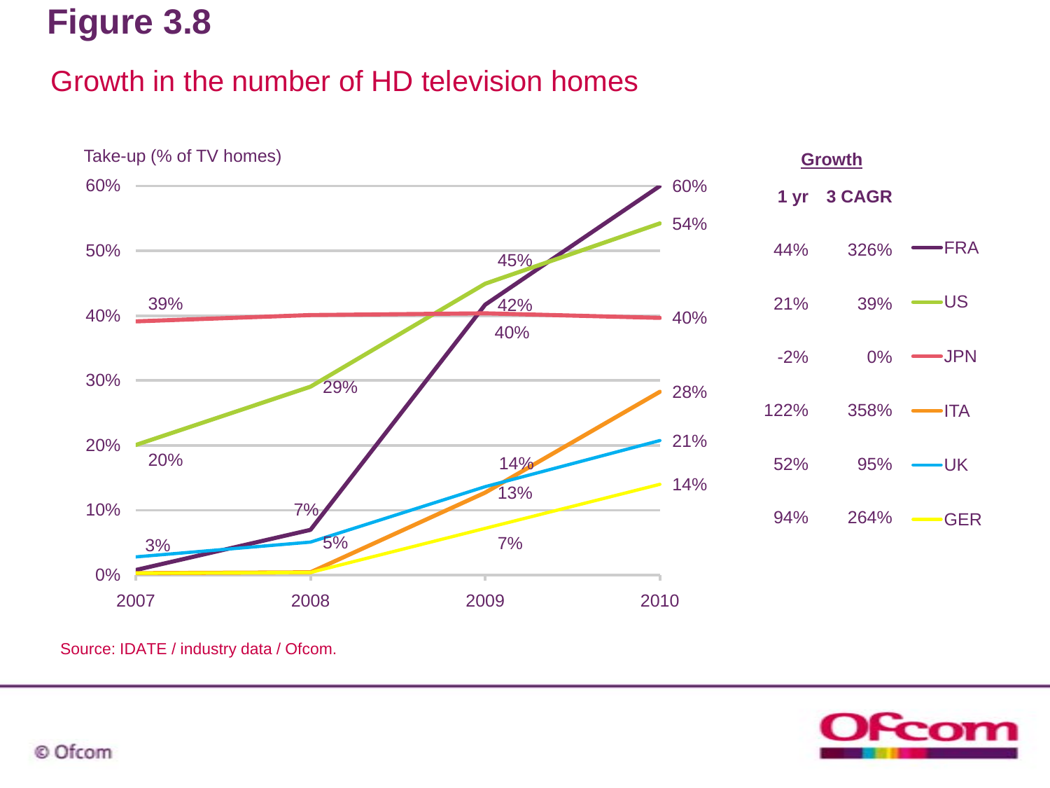# Figure 3.8

## Growth in the number of HD television homes

Take-up (% of TV homes)

| Country | 2007 | 2008 | 2009 | 2010 | Growth 1 yr | Growth 3 CAGR |
|---|---|---|---|---|---|---|
| FRA | | 7% | 42% | 60% | 44% | 326% |
| US | 20% | 29% | 45% | 54% | 21% | 39% |
| JPN | 39% | | 40% | 40% | -2% | 0% |
| ITA | | | 13% | 28% | 122% | 358% |
| UK | 3% | 5% | 14% | 21% | 52% | 95% |
| GER | | | 7% | 14% | 94% | 264% |

Source: IDATE / industry data / Ofcom.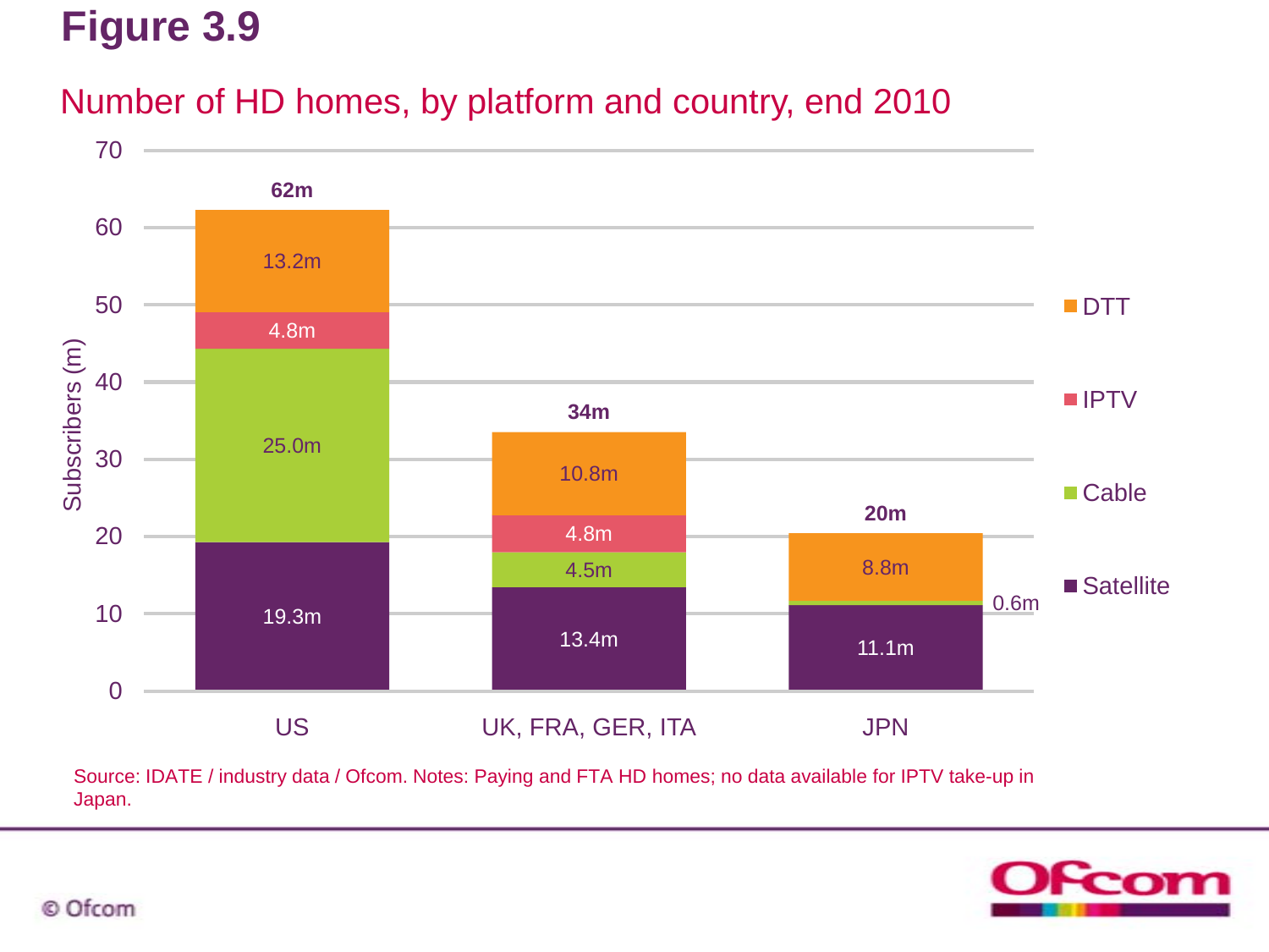# Figure 3.9

## Number of HD homes, by platform and country, end 2010

| Country | Satellite | Cable | IPTV | DTT | Total |
|---|---|---|---|---|---|
| US | 19.3m | 25.0m | 4.8m | 13.2m | 62m |
| UK, FRA, GER, ITA | 13.4m | 4.5m | 4.8m | 10.8m | 34m |
| JPN | 11.1m | 0.6m | | 8.8m | 20m |

Subscribers (m)

Source: IDATE / industry data / Ofcom. Notes: Paying and FTA HD homes; no data available for IPTV take-up in Japan.

© Ofcom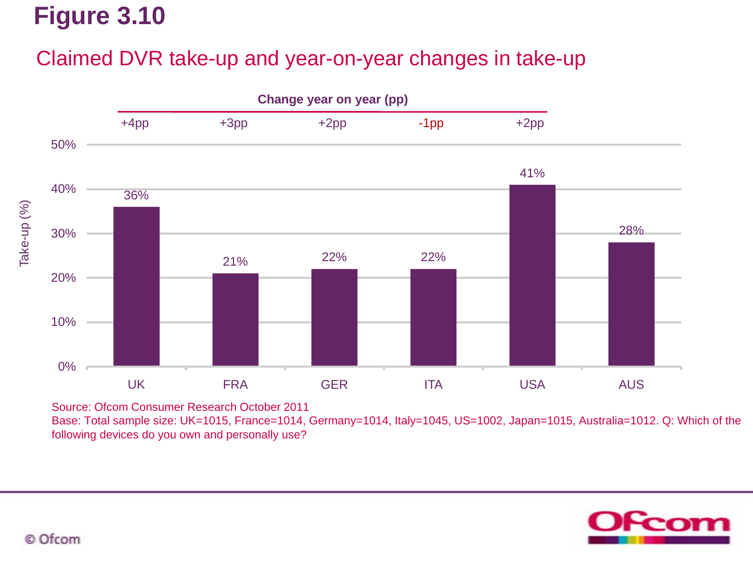# Figure 3.10

## Claimed DVR take-up and year-on-year changes in take-up

| | UK | FRA | GER | ITA | USA | AUS |
|---|---|---|---|---|---|---|
| Take-up (%) | 36% | 21% | 22% | 22% | 41% | 28% |
| Change year on year (pp) | +4pp | +3pp | +2pp | -1pp | +2pp | |

Source: Ofcom Consumer Research October 2011
Base: Total sample size: UK=1015, France=1014, Germany=1014, Italy=1045, US=1002, Japan=1015, Australia=1012. Q: Which of the following devices do you own and personally use?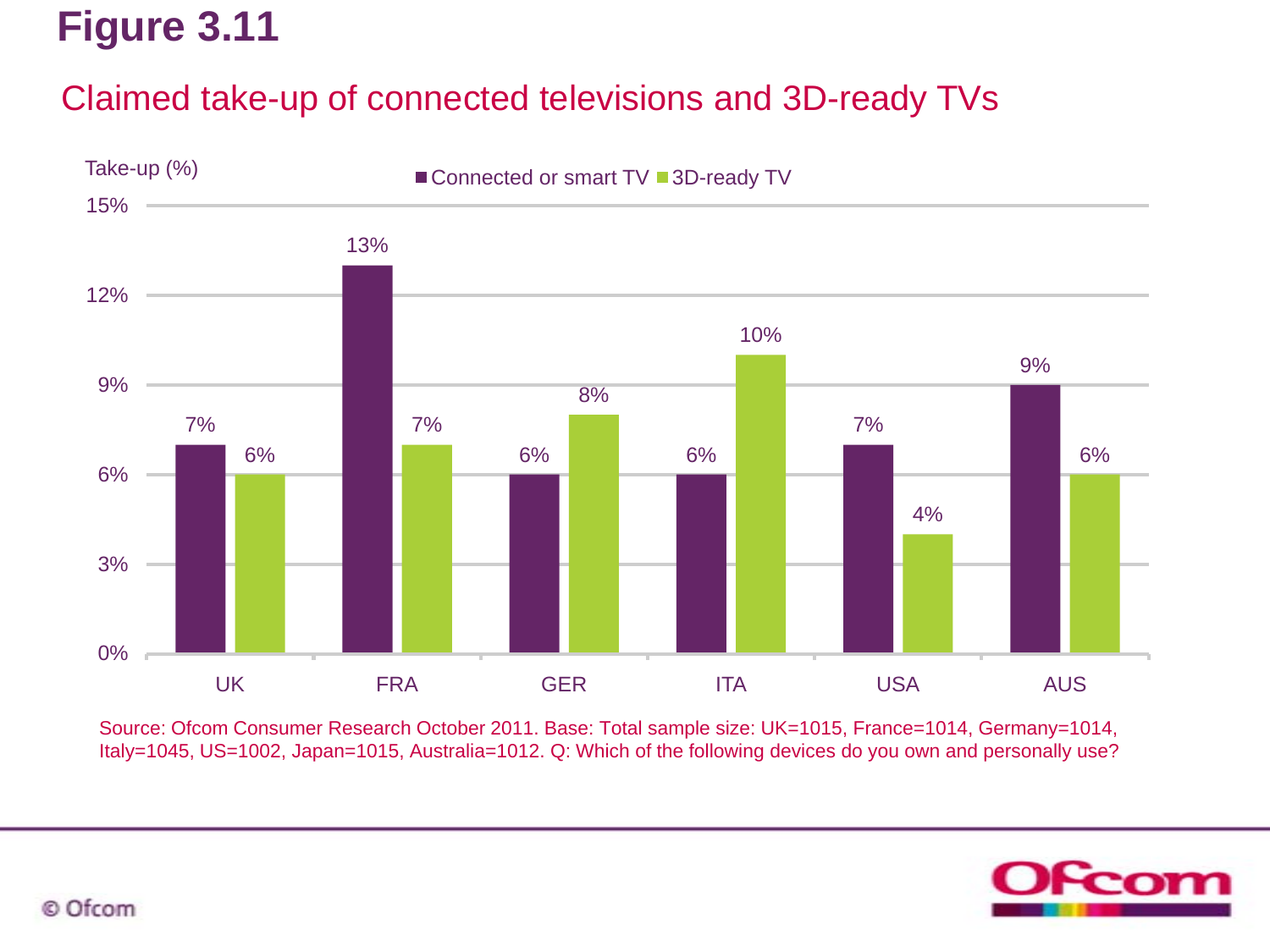# Figure 3.11

## Claimed take-up of connected televisions and 3D-ready TVs

Take-up (%)

| | Connected or smart TV | 3D-ready TV |
|---|---|---|
| UK | 7% | 6% |
| FRA | 13% | 7% |
| GER | 6% | 8% |
| ITA | 6% | 10% |
| USA | 7% | 4% |
| AUS | 9% | 6% |

Source: Ofcom Consumer Research October 2011. Base: Total sample size: UK=1015, France=1014, Germany=1014, Italy=1045, US=1002, Japan=1015, Australia=1012. Q: Which of the following devices do you own and personally use?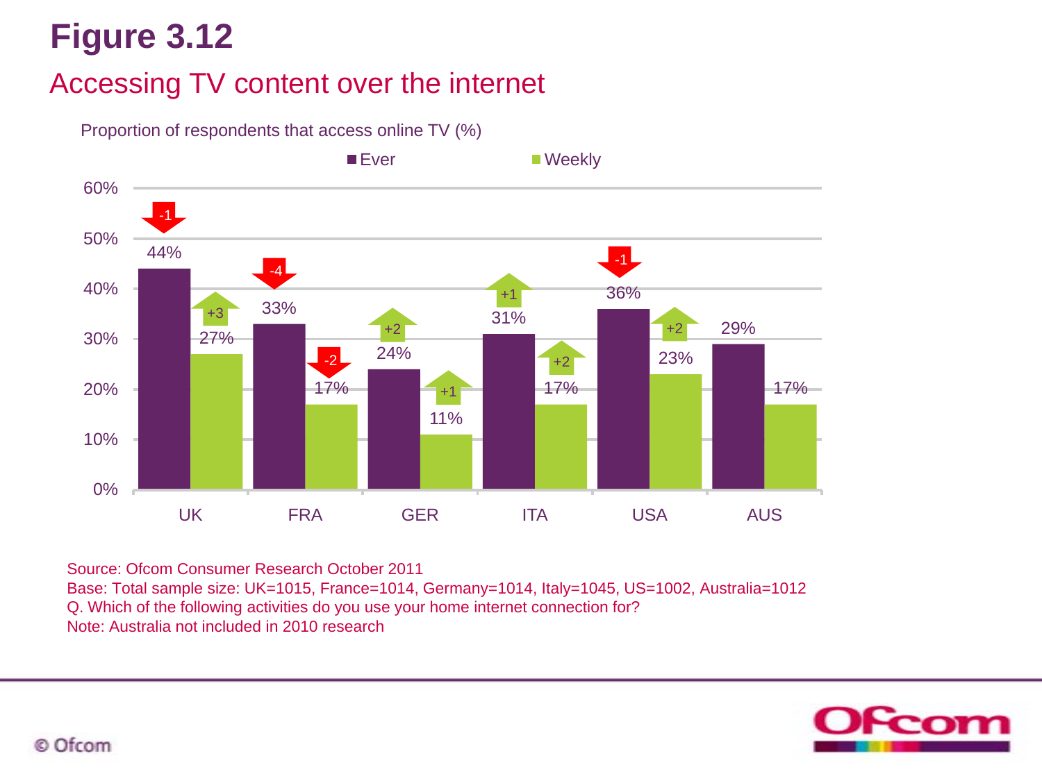# Figure 3.12

## Accessing TV content over the internet

Proportion of respondents that access online TV (%)

| | Ever | Change (Ever) | Weekly | Change (Weekly) |
|---|---|---|---|---|
| UK | 44% | -1 | 27% | +3 |
| FRA | 33% | -4 | 17% | -2 |
| GER | 24% | +2 | 11% | +1 |
| ITA | 31% | +1 | 17% | +2 |
| USA | 36% | -1 | 23% | +2 |
| AUS | 29% | | 17% | |

Source: Ofcom Consumer Research October 2011
Base: Total sample size: UK=1015, France=1014, Germany=1014, Italy=1045, US=1002, Australia=1012
Q. Which of the following activities do you use your home internet connection for?
Note: Australia not included in 2010 research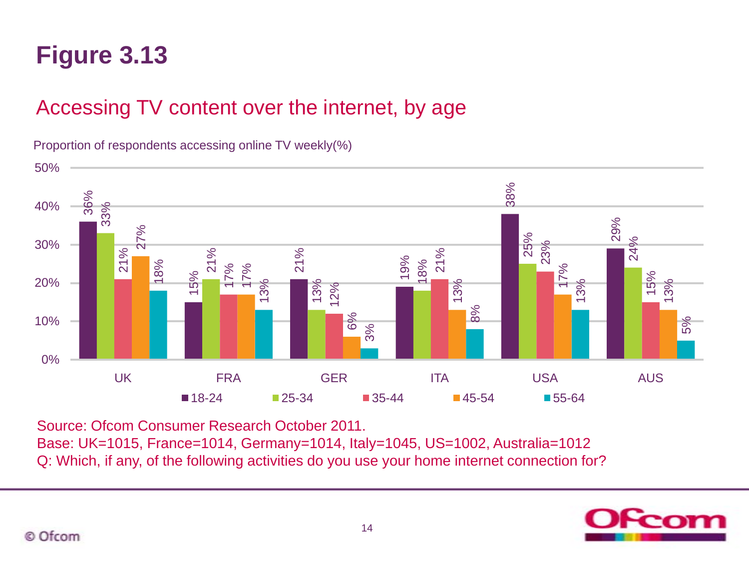# Figure 3.13

## Accessing TV content over the internet, by age

Proportion of respondents accessing online TV weekly(%)

| | 18-24 | 25-34 | 35-44 | 45-54 | 55-64 |
|---|---|---|---|---|---|
| UK | 36% | 33% | 21% | 27% | 18% |
| FRA | 15% | 21% | 17% | 17% | 13% |
| GER | 21% | 13% | 12% | 6% | 3% |
| ITA | 19% | 18% | 21% | 13% | 8% |
| USA | 38% | 25% | 23% | 17% | 13% |
| AUS | 29% | 24% | 15% | 13% | 5% |

Source: Ofcom Consumer Research October 2011.
Base: UK=1015, France=1014, Germany=1014, Italy=1045, US=1002, Australia=1012
Q: Which, if any, of the following activities do you use your home internet connection for?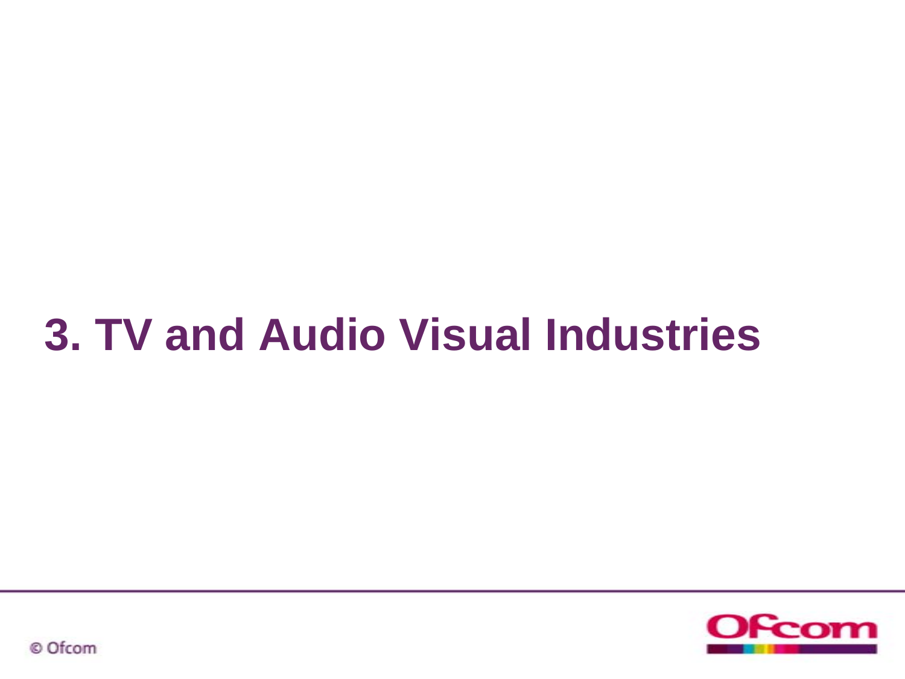# 3. TV and Audio Visual Industries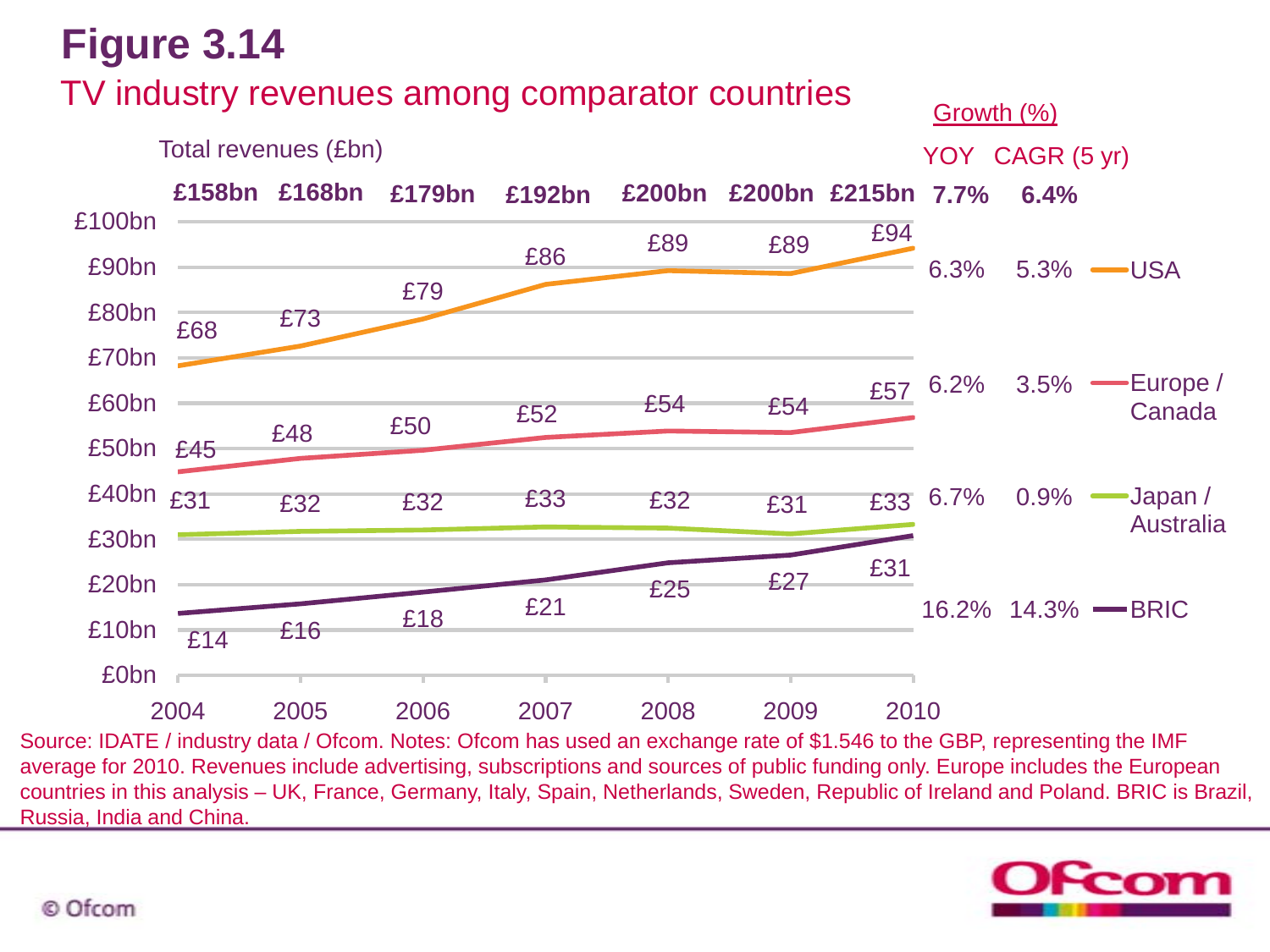# Figure 3.14

## TV industry revenues among comparator countries

Total revenues (£bn)

| | 2004 | 2005 | 2006 | 2007 | 2008 | 2009 | 2010 | Growth (%) YOY | Growth (%) CAGR (5 yr) |
|---|---|---|---|---|---|---|---|---|---|
| Total | £158bn | £168bn | £179bn | £192bn | £200bn | £200bn | £215bn | 7.7% | 6.4% |
| USA | £68 | £73 | £79 | £86 | £89 | £89 | £94 | 6.3% | 5.3% |
| Europe / Canada | £45 | £48 | £50 | £52 | £54 | £54 | £57 | 6.2% | 3.5% |
| Japan / Australia | £31 | £32 | £32 | £33 | £32 | £31 | £33 | 6.7% | 0.9% |
| BRIC | £14 | £16 | £18 | £21 | £25 | £27 | £31 | 16.2% | 14.3% |

Source: IDATE / industry data / Ofcom. Notes: Ofcom has used an exchange rate of $1.546 to the GBP, representing the IMF average for 2010. Revenues include advertising, subscriptions and sources of public funding only. Europe includes the European countries in this analysis – UK, France, Germany, Italy, Spain, Netherlands, Sweden, Republic of Ireland and Poland. BRIC is Brazil, Russia, India and China.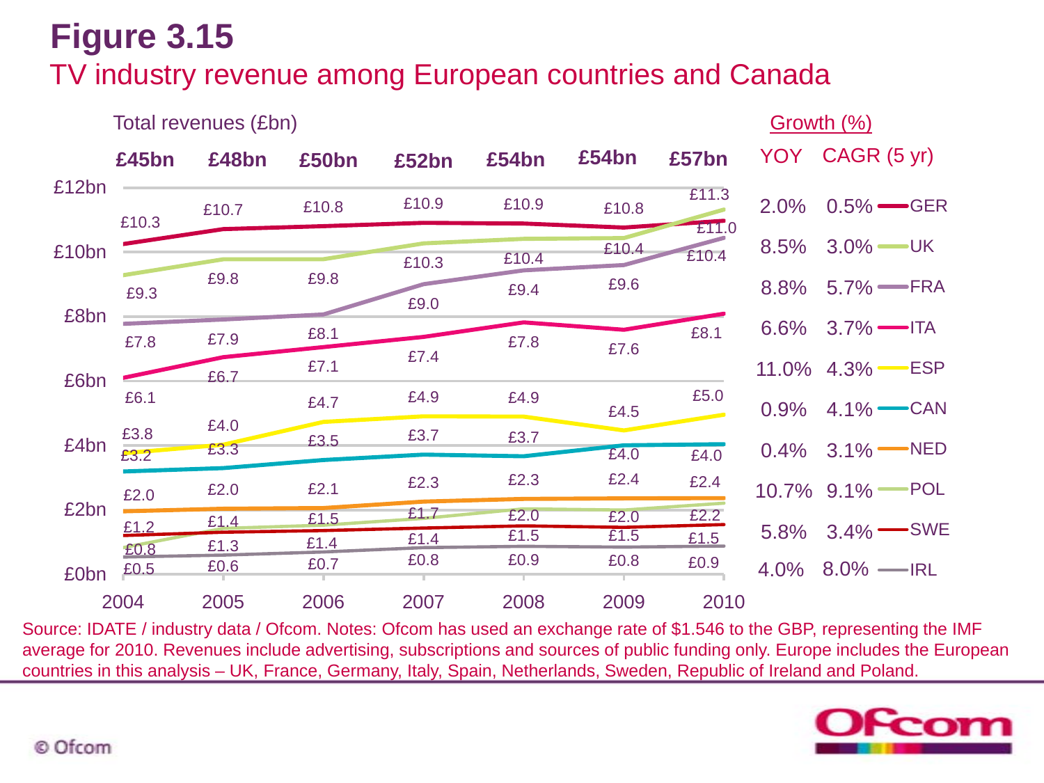# Figure 3.15

## TV industry revenue among European countries and Canada

Total revenues (£bn)

| | 2004 | 2005 | 2006 | 2007 | 2008 | 2009 | 2010 | Growth (%) YOY | Growth (%) CAGR (5 yr) |
|---|---|---|---|---|---|---|---|---|---|
| **Total** | **£45bn** | **£48bn** | **£50bn** | **£52bn** | **£54bn** | **£54bn** | **£57bn** | | |
| GER | £10.3 | £10.7 | £10.8 | £10.9 | £10.9 | £10.8 | £11.0 | 2.0% | 0.5% |
| UK | £9.3 | £9.8 | £9.8 | £10.3 | £10.4 | £10.4 | £11.3 | 8.5% | 3.0% |
| FRA | £7.8 | £7.9 | £8.1 | £9.0 | £9.4 | £9.6 | £10.4 | 8.8% | 5.7% |
| ITA | £6.1 | £6.7 | £7.1 | £7.4 | £7.8 | £7.6 | £8.1 | 6.6% | 3.7% |
| ESP | £3.8 | £4.0 | £4.7 | £4.9 | £4.9 | £4.5 | £5.0 | 11.0% | 4.3% |
| CAN | £3.2 | £3.3 | £3.5 | £3.7 | £3.7 | £4.0 | £4.0 | 0.9% | 4.1% |
| NED | £2.0 | £2.0 | £2.1 | £2.3 | £2.3 | £2.4 | £2.4 | 0.4% | 3.1% |
| POL | £0.8 | £1.4 | £1.5 | £1.7 | £2.0 | £2.0 | £2.2 | 10.7% | 9.1% |
| SWE | £1.2 | £1.3 | £1.4 | £1.4 | £1.5 | £1.5 | £1.5 | 5.8% | 3.4% |
| IRL | £0.5 | £0.6 | £0.7 | £0.8 | £0.9 | £0.8 | £0.9 | 4.0% | 8.0% |

Source: IDATE / industry data / Ofcom. Notes: Ofcom has used an exchange rate of $1.546 to the GBP, representing the IMF average for 2010. Revenues include advertising, subscriptions and sources of public funding only. Europe includes the European countries in this analysis – UK, France, Germany, Italy, Spain, Netherlands, Sweden, Republic of Ireland and Poland.

© Ofcom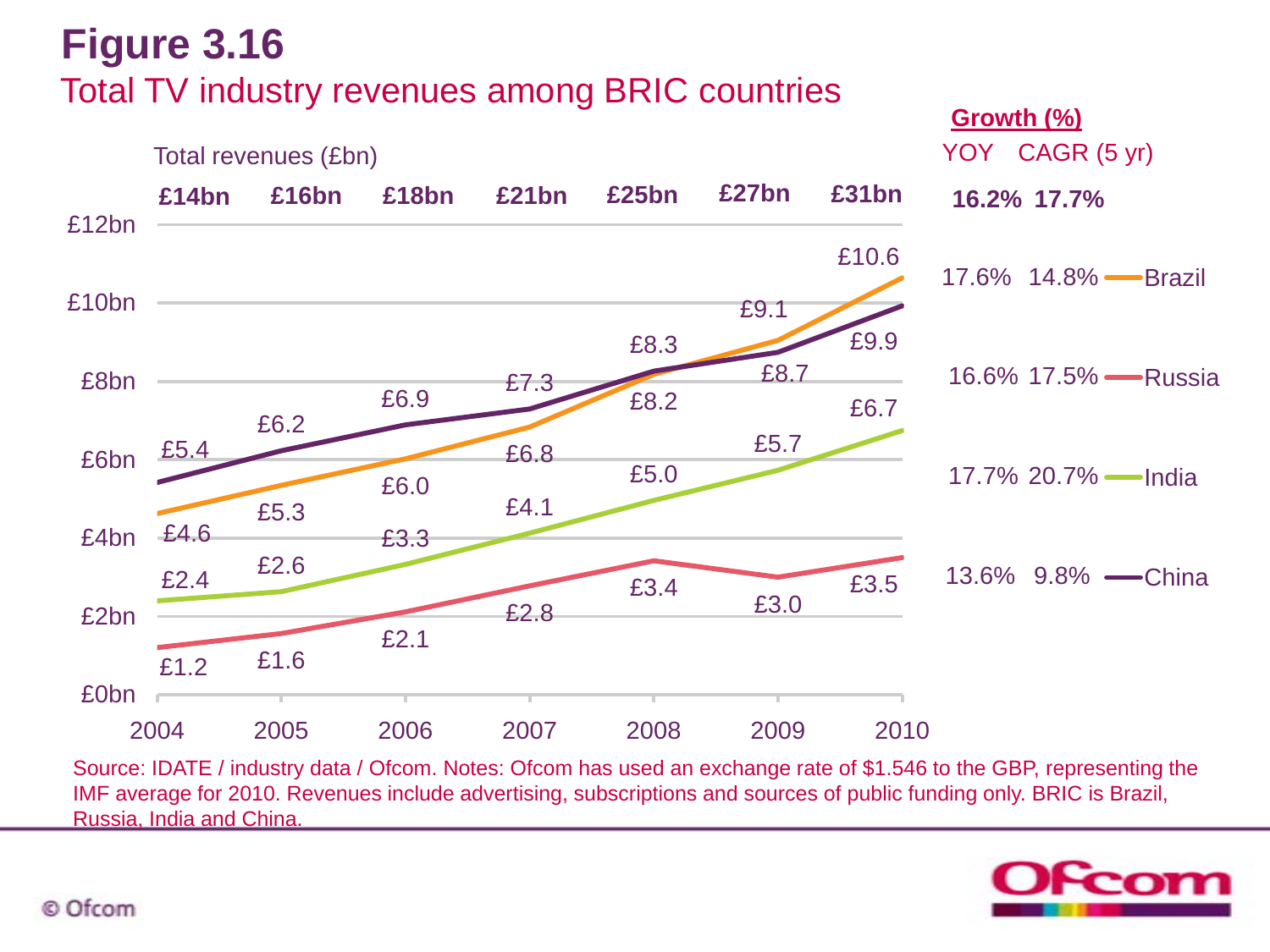# Figure 3.16

## Total TV industry revenues among BRIC countries

Total revenues (£bn)

| | 2004 | 2005 | 2006 | 2007 | 2008 | 2009 | 2010 | Growth (%) YOY | Growth (%) CAGR (5 yr) |
|---|---|---|---|---|---|---|---|---|---|
| Total | £14bn | £16bn | £18bn | £21bn | £25bn | £27bn | £31bn | 16.2% | 17.7% |
| Brazil | £4.6 | £5.3 | £6.0 | £6.8 | £8.2 | £9.1 | £10.6 | 17.6% | 14.8% |
| Russia | £1.2 | £1.6 | £2.1 | £2.8 | £3.4 | £3.0 | £3.5 | 16.6% | 17.5% |
| India | £2.4 | £2.6 | £3.3 | £4.1 | £5.0 | £5.7 | £6.7 | 17.7% | 20.7% |
| China | £5.4 | £6.2 | £6.9 | £7.3 | £8.3 | £8.7 | £9.9 | 13.6% | 9.8% |

Source: IDATE / industry data / Ofcom. Notes: Ofcom has used an exchange rate of $1.546 to the GBP, representing the IMF average for 2010. Revenues include advertising, subscriptions and sources of public funding only. BRIC is Brazil, Russia, India and China.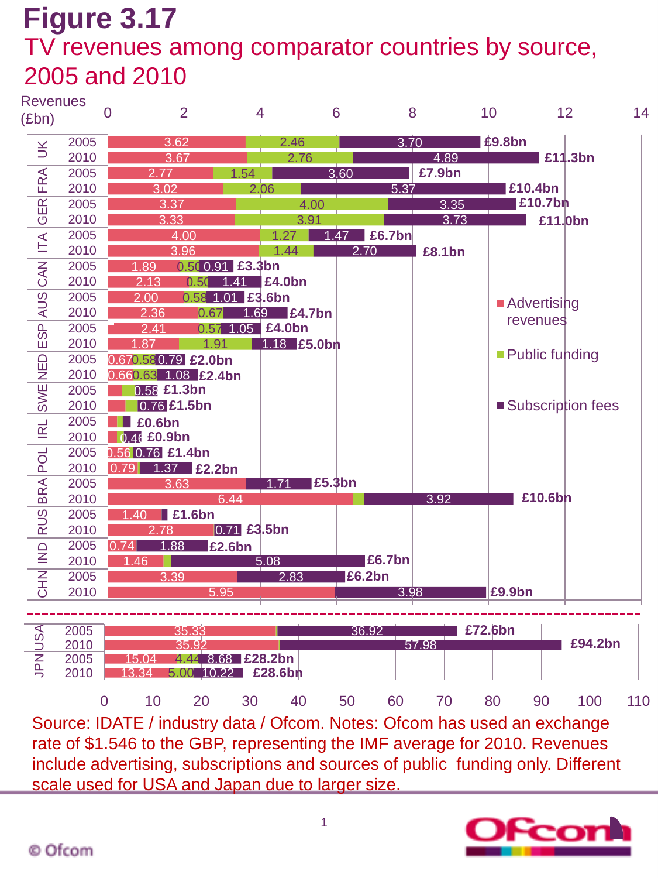# Figure 3.17

## TV revenues among comparator countries by source, 2005 and 2010

Revenues (£bn)

| Country | Year | Advertising revenues | Public funding | Subscription fees | Total |
|---|---|---|---|---|---|
| UK | 2005 | 3.62 | 2.46 | 3.70 | £9.8bn |
| UK | 2010 | 3.67 | 2.76 | 4.89 | £11.3bn |
| FRA | 2005 | 2.77 | 1.54 | 3.60 | £7.9bn |
| FRA | 2010 | 3.02 | 2.06 | 5.37 | £10.4bn |
| GER | 2005 | 3.37 | 4.00 | 3.35 | £10.7bn |
| GER | 2010 | 3.33 | 3.91 | 3.73 | £11.0bn |
| ITA | 2005 | 4.00 | 1.27 | 1.47 | £6.7bn |
| ITA | 2010 | 3.96 | 1.44 | 2.70 | £8.1bn |
| CAN | 2005 | 1.89 | 0.50 | 0.91 | £3.3bn |
| CAN | 2010 | 2.13 | 0.50 | 1.41 | £4.0bn |
| AUS | 2005 | 2.00 | 0.58 | 1.01 | £3.6bn |
| AUS | 2010 | 2.36 | 0.67 | 1.69 | £4.7bn |
| ESP | 2005 | 2.41 | 0.57 | 1.05 | £4.0bn |
| ESP | 2010 | 1.87 | 1.91 | 1.18 | £5.0bn |
| NED | 2005 | 0.67 | 0.58 | 0.79 | £2.0bn |
| NED | 2010 | 0.66 | 0.63 | 1.08 | £2.4bn |
| SWE | 2005 | | | 0.58 | £1.3bn |
| SWE | 2010 | | | 0.76 | £1.5bn |
| IRL | 2005 | | | | £0.6bn |
| IRL | 2010 | | | 0.46 | £0.9bn |
| POL | 2005 | 0.56 | | 0.76 | £1.4bn |
| POL | 2010 | 0.79 | | 1.37 | £2.2bn |
| BRA | 2005 | 3.63 | | 1.71 | £5.3bn |
| BRA | 2010 | 6.44 | | 3.92 | £10.6bn |
| RUS | 2005 | 1.40 | | | £1.6bn |
| RUS | 2010 | 2.78 | | 0.71 | £3.5bn |
| IND | 2005 | 0.74 | | 1.88 | £2.6bn |
| IND | 2010 | 1.46 | | 5.08 | £6.7bn |
| CHN | 2005 | 3.39 | | 2.83 | £6.2bn |
| CHN | 2010 | 5.95 | | 3.98 | £9.9bn |
| USA | 2005 | 35.33 | | 36.92 | £72.6bn |
| USA | 2010 | 35.92 | | 57.98 | £94.2bn |
| JPN | 2005 | 15.04 | 4.44 | 8.68 | £28.2bn |
| JPN | 2010 | 13.34 | 5.00 | 10.22 | £28.6bn |

Source: IDATE / industry data / Ofcom. Notes: Ofcom has used an exchange rate of $1.546 to the GBP, representing the IMF average for 2010. Revenues include advertising, subscriptions and sources of public funding only. Different scale used for USA and Japan due to larger size.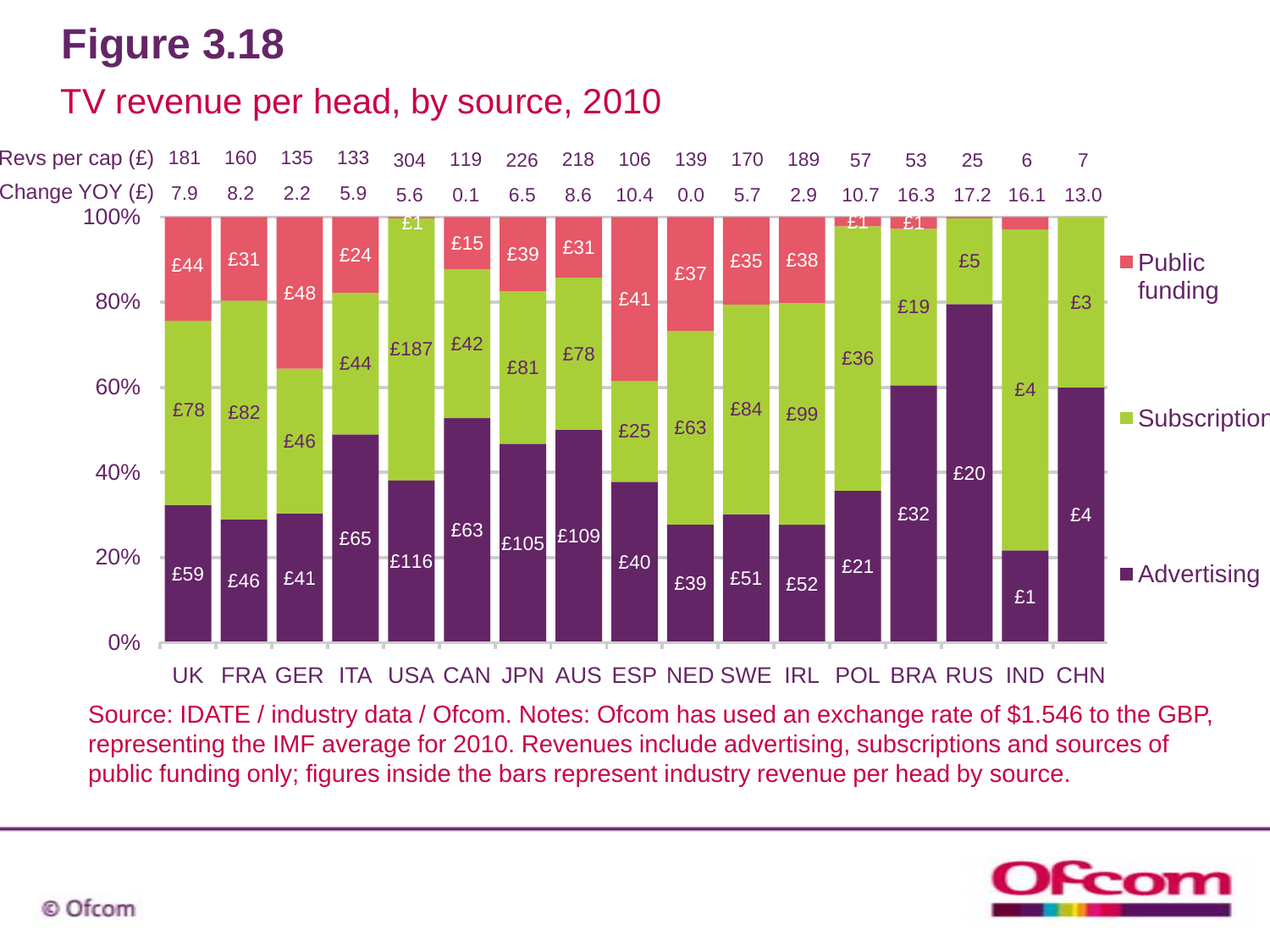# Figure 3.18

## TV revenue per head, by source, 2010

| | UK | FRA | GER | ITA | USA | CAN | JPN | AUS | ESP | NED | SWE | IRL | POL | BRA | RUS | IND | CHN |
|---|---|---|---|---|---|---|---|---|---|---|---|---|---|---|---|---|---|
| Revs per cap (£) | 181 | 160 | 135 | 133 | 304 | 119 | 226 | 218 | 106 | 139 | 170 | 189 | 57 | 53 | 25 | 6 | 7 |
| Change YOY (£) | 7.9 | 8.2 | 2.2 | 5.9 | 5.6 | 0.1 | 6.5 | 8.6 | 10.4 | 0.0 | 5.7 | 2.9 | 10.7 | 16.3 | 17.2 | 16.1 | 13.0 |
| Public funding | £44 | £31 | £48 | £24 | | £15 | £39 | £31 | £41 | £37 | £35 | £38 | £1 | £1 | | | |
| Subscription | £78 | £82 | £46 | £44 | £187 | £42 | £81 | £78 | £25 | £63 | £84 | £99 | £36 | £19 | £5 | £4 | £3 |
| Advertising | £59 | £46 | £41 | £65 | £116 | £63 | £105 | £109 | £40 | £39 | £51 | £52 | £21 | £32 | £20 | £1 | £4 |

Note: USA shows £1 at the top of the bar (above the subscription segment).

Source: IDATE / industry data / Ofcom. Notes: Ofcom has used an exchange rate of $1.546 to the GBP, representing the IMF average for 2010. Revenues include advertising, subscriptions and sources of public funding only; figures inside the bars represent industry revenue per head by source.

© Ofcom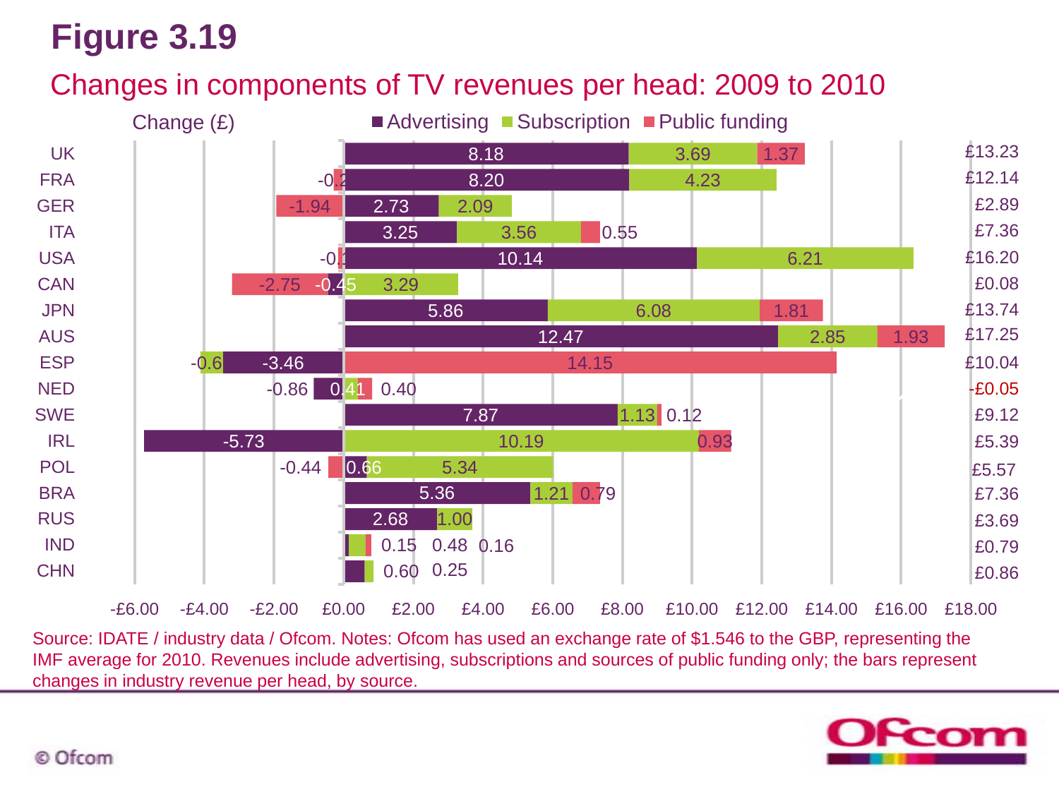# Figure 3.19

## Changes in components of TV revenues per head: 2009 to 2010

Change (£) — Advertising / Subscription / Public funding

| Country | Advertising | Subscription | Public funding | Total |
|---|---|---|---|---|
| UK | 8.18 | 3.69 | 1.37 | £13.23 |
| FRA | 8.20 | 4.23 | -0.2 | £12.14 |
| GER | 2.73 | 2.09 | -1.94 | £2.89 |
| ITA | 3.25 | 3.56 | 0.55 | £7.36 |
| USA | 10.14 | 6.21 | -0.1 | £16.20 |
| CAN | -0.45 | 3.29 | -2.75 | £0.08 |
| JPN | 5.86 | 6.08 | 1.81 | £13.74 |
| AUS | 12.47 | 2.85 | 1.93 | £17.25 |
| ESP | -3.46 | -0.6 | 14.15 | £10.04 |
| NED | -0.86 | 0.41 | 0.40 | -£0.05 |
| SWE | 7.87 | 1.13 | 0.12 | £9.12 |
| IRL | -5.73 | 10.19 | 0.93 | £5.39 |
| POL | 0.66 | 5.34 | -0.44 | £5.57 |
| BRA | 5.36 | 1.21 | 0.79 | £7.36 |
| RUS | 2.68 | 1.00 | | £3.69 |
| IND | 0.15 | 0.48 | 0.16 | £0.79 |
| CHN | 0.60 | 0.25 | | £0.86 |

Source: IDATE / industry data / Ofcom. Notes: Ofcom has used an exchange rate of $1.546 to the GBP, representing the IMF average for 2010. Revenues include advertising, subscriptions and sources of public funding only; the bars represent changes in industry revenue per head, by source.

© Ofcom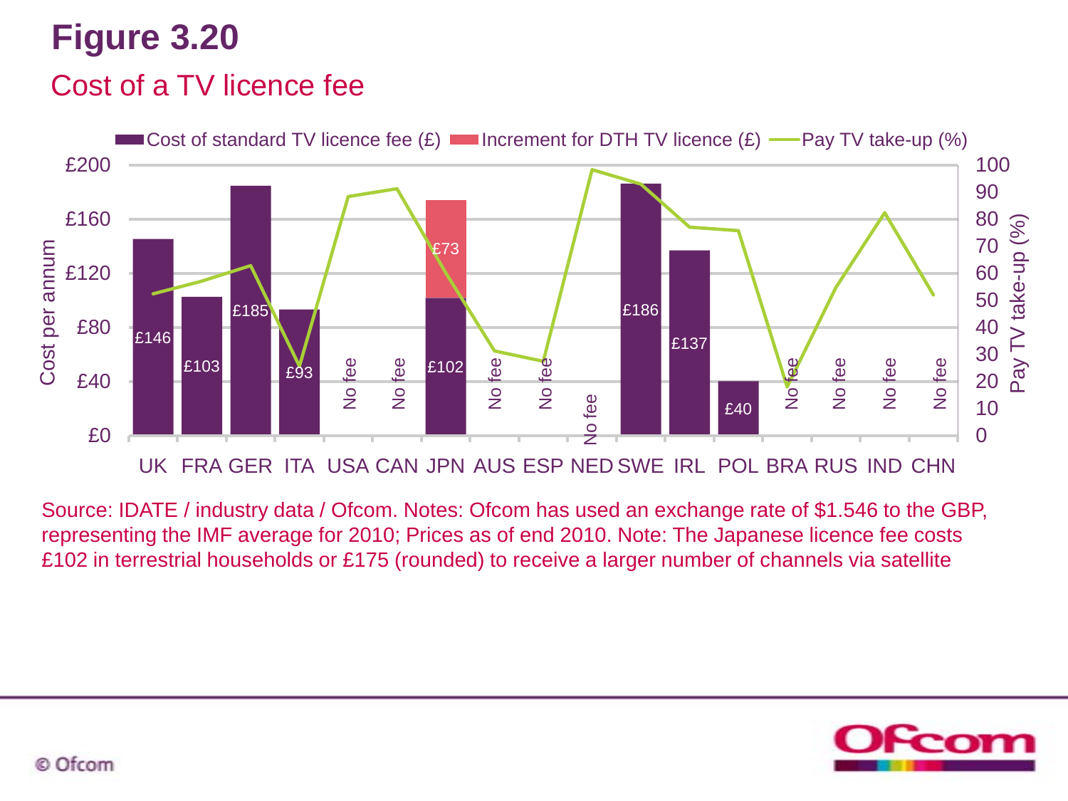# Figure 3.20

## Cost of a TV licence fee

| Country | Cost of standard TV licence fee (£) | Increment for DTH TV licence (£) |
| --- | --- | --- |
| UK | £146 | |
| FRA | £103 | |
| GER | £185 | |
| ITA | £93 | |
| USA | No fee | |
| CAN | No fee | |
| JPN | £102 | £73 |
| AUS | No fee | |
| ESP | No fee | |
| NED | No fee | |
| SWE | £186 | |
| IRL | £137 | |
| POL | £40 | |
| BRA | No fee | |
| RUS | No fee | |
| IND | No fee | |
| CHN | No fee | |

Source: IDATE / industry data / Ofcom. Notes: Ofcom has used an exchange rate of $1.546 to the GBP, representing the IMF average for 2010; Prices as of end 2010. Note: The Japanese licence fee costs £102 in terrestrial households or £175 (rounded) to receive a larger number of channels via satellite

© Ofcom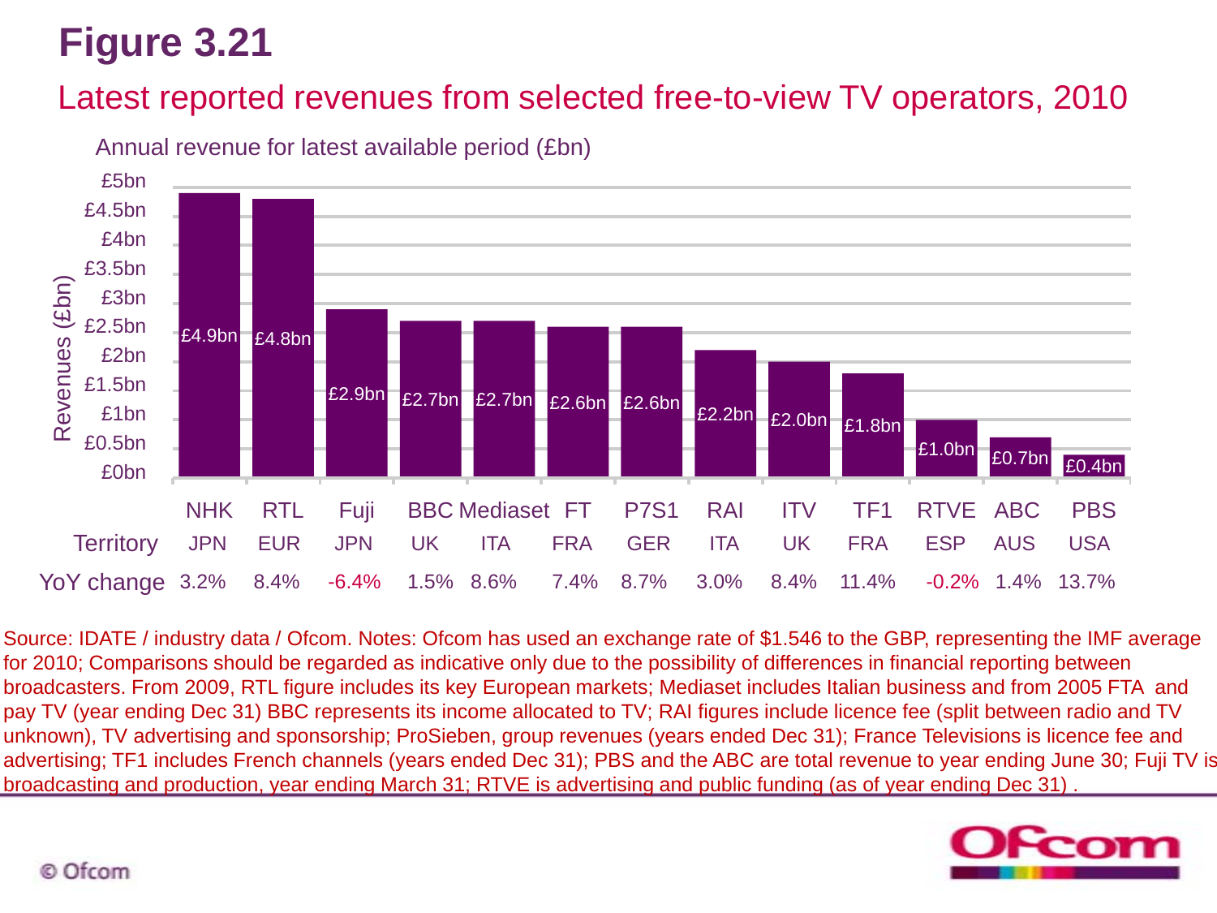# Figure 3.21

## Latest reported revenues from selected free-to-view TV operators, 2010

Annual revenue for latest available period (£bn)

| Operator | Territory | Revenue | YoY change |
|---|---|---|---|
| NHK | JPN | £4.9bn | 3.2% |
| RTL | EUR | £4.8bn | 8.4% |
| Fuji | JPN | £2.9bn | -6.4% |
| BBC | UK | £2.7bn | 1.5% |
| Mediaset | ITA | £2.7bn | 8.6% |
| FT | FRA | £2.6bn | 7.4% |
| P7S1 | GER | £2.6bn | 8.7% |
| RAI | ITA | £2.2bn | 3.0% |
| ITV | UK | £2.0bn | 8.4% |
| TF1 | FRA | £1.8bn | 11.4% |
| RTVE | ESP | £1.0bn | -0.2% |
| ABC | AUS | £0.7bn | 1.4% |
| PBS | USA | £0.4bn | 13.7% |

Source: IDATE / industry data / Ofcom. Notes: Ofcom has used an exchange rate of $1.546 to the GBP, representing the IMF average for 2010; Comparisons should be regarded as indicative only due to the possibility of differences in financial reporting between broadcasters. From 2009, RTL figure includes its key European markets; Mediaset includes Italian business and from 2005 FTA and pay TV (year ending Dec 31) BBC represents its income allocated to TV; RAI figures include licence fee (split between radio and TV unknown), TV advertising and sponsorship; ProSieben, group revenues (years ended Dec 31); France Televisions is licence fee and advertising; TF1 includes French channels (years ended Dec 31); PBS and the ABC are total revenue to year ending June 30; Fuji TV is broadcasting and production, year ending March 31; RTVE is advertising and public funding (as of year ending Dec 31) .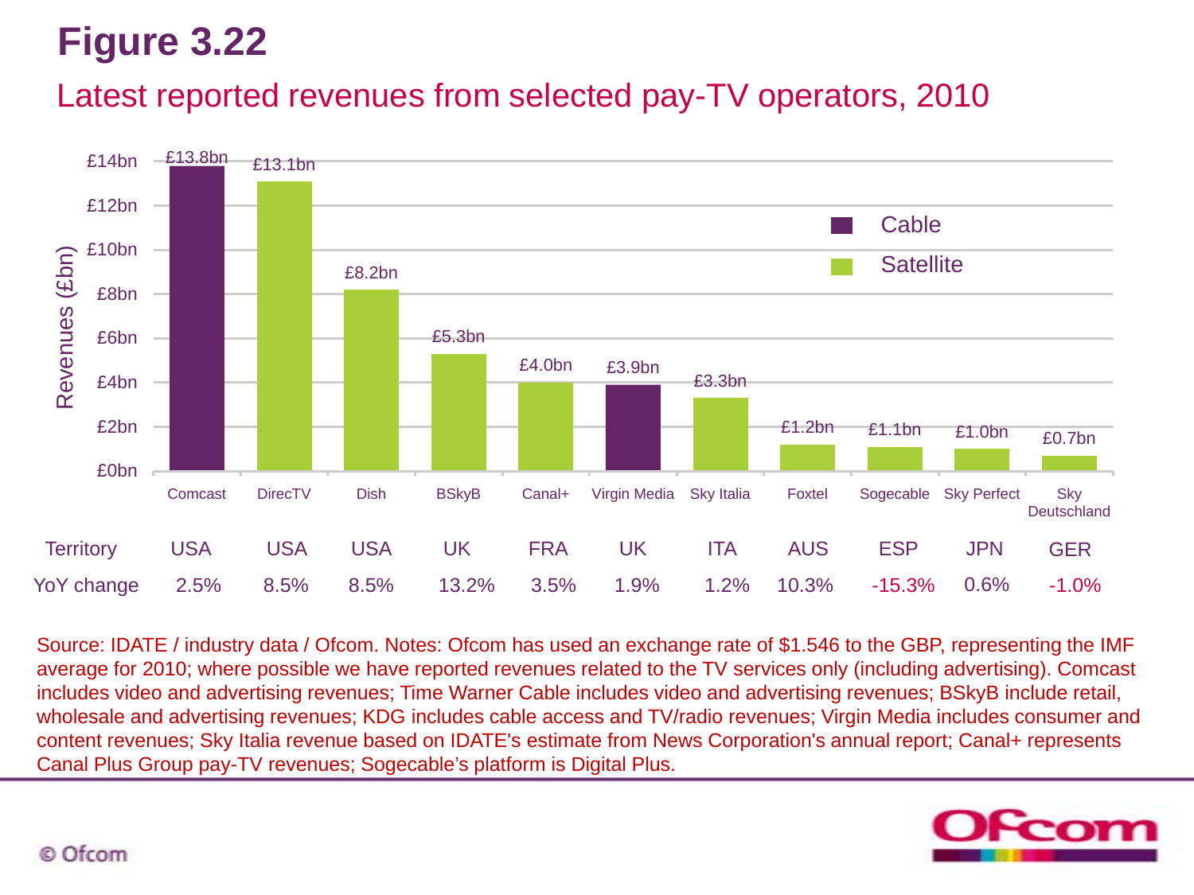# Figure 3.22

## Latest reported revenues from selected pay-TV operators, 2010

| Operator | Comcast | DirecTV | Dish | BSkyB | Canal+ | Virgin Media | Sky Italia | Foxtel | Sogecable | Sky Perfect | Sky Deutschland |
|---|---|---|---|---|---|---|---|---|---|---|---|
| Type | Cable | Satellite | Satellite | Satellite | Satellite | Cable | Satellite | Satellite | Satellite | Satellite | Satellite |
| Revenues (£bn) | £13.8bn | £13.1bn | £8.2bn | £5.3bn | £4.0bn | £3.9bn | £3.3bn | £1.2bn | £1.1bn | £1.0bn | £0.7bn |
| Territory | USA | USA | USA | UK | FRA | UK | ITA | AUS | ESP | JPN | GER |
| YoY change | 2.5% | 8.5% | 8.5% | 13.2% | 3.5% | 1.9% | 1.2% | 10.3% | -15.3% | 0.6% | -1.0% |

Source: IDATE / industry data / Ofcom. Notes: Ofcom has used an exchange rate of $1.546 to the GBP, representing the IMF average for 2010; where possible we have reported revenues related to the TV services only (including advertising). Comcast includes video and advertising revenues; Time Warner Cable includes video and advertising revenues; BSkyB include retail, wholesale and advertising revenues; KDG includes cable access and TV/radio revenues; Virgin Media includes consumer and content revenues; Sky Italia revenue based on IDATE's estimate from News Corporation's annual report; Canal+ represents Canal Plus Group pay-TV revenues; Sogecable's platform is Digital Plus.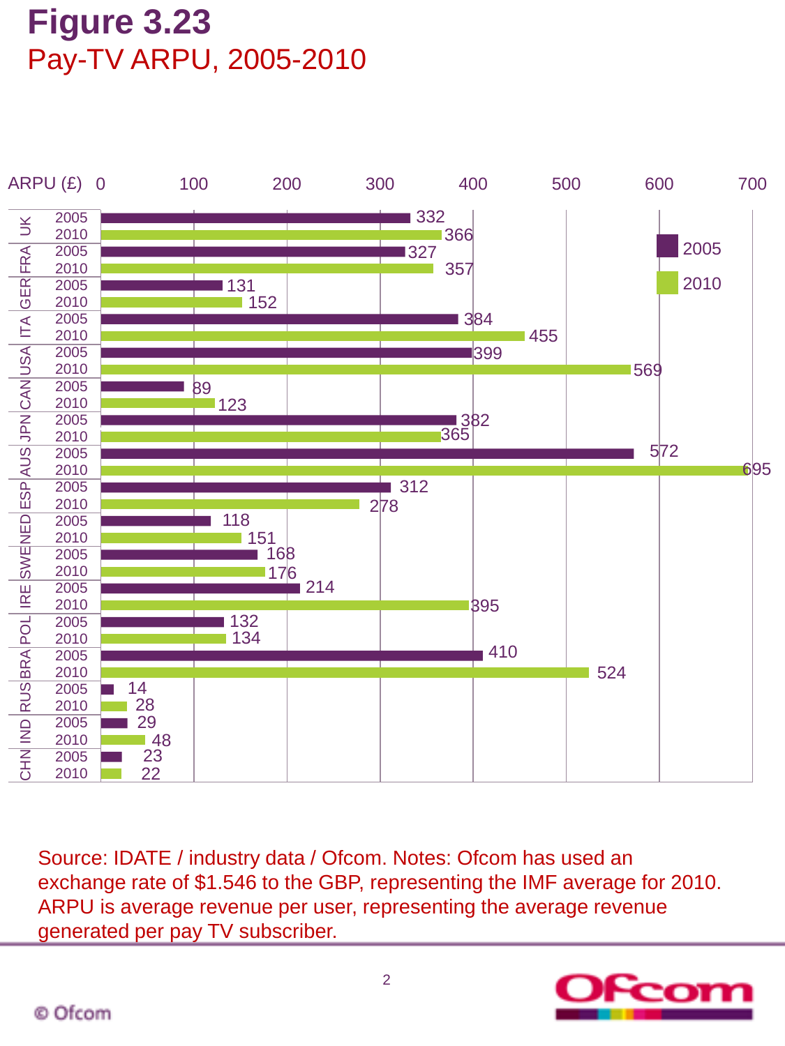# Figure 3.23

## Pay-TV ARPU, 2005-2010

ARPU (£)

| Country | 2005 | 2010 |
|---|---|---|
| UK | 332 | 366 |
| FRA | 327 | 357 |
| GER | 131 | 152 |
| ITA | 384 | 455 |
| USA | 399 | 569 |
| CAN | 89 | 123 |
| JPN | 382 | 365 |
| AUS | 572 | 695 |
| ESP | 312 | 278 |
| NED | 118 | 151 |
| SWE | 168 | 176 |
| IRE | 214 | 395 |
| POL | 132 | 134 |
| BRA | 410 | 524 |
| RUS | 14 | 28 |
| IND | 29 | 48 |
| CHN | 23 | 22 |

Source: IDATE / industry data / Ofcom. Notes: Ofcom has used an exchange rate of $1.546 to the GBP, representing the IMF average for 2010. ARPU is average revenue per user, representing the average revenue generated per pay TV subscriber.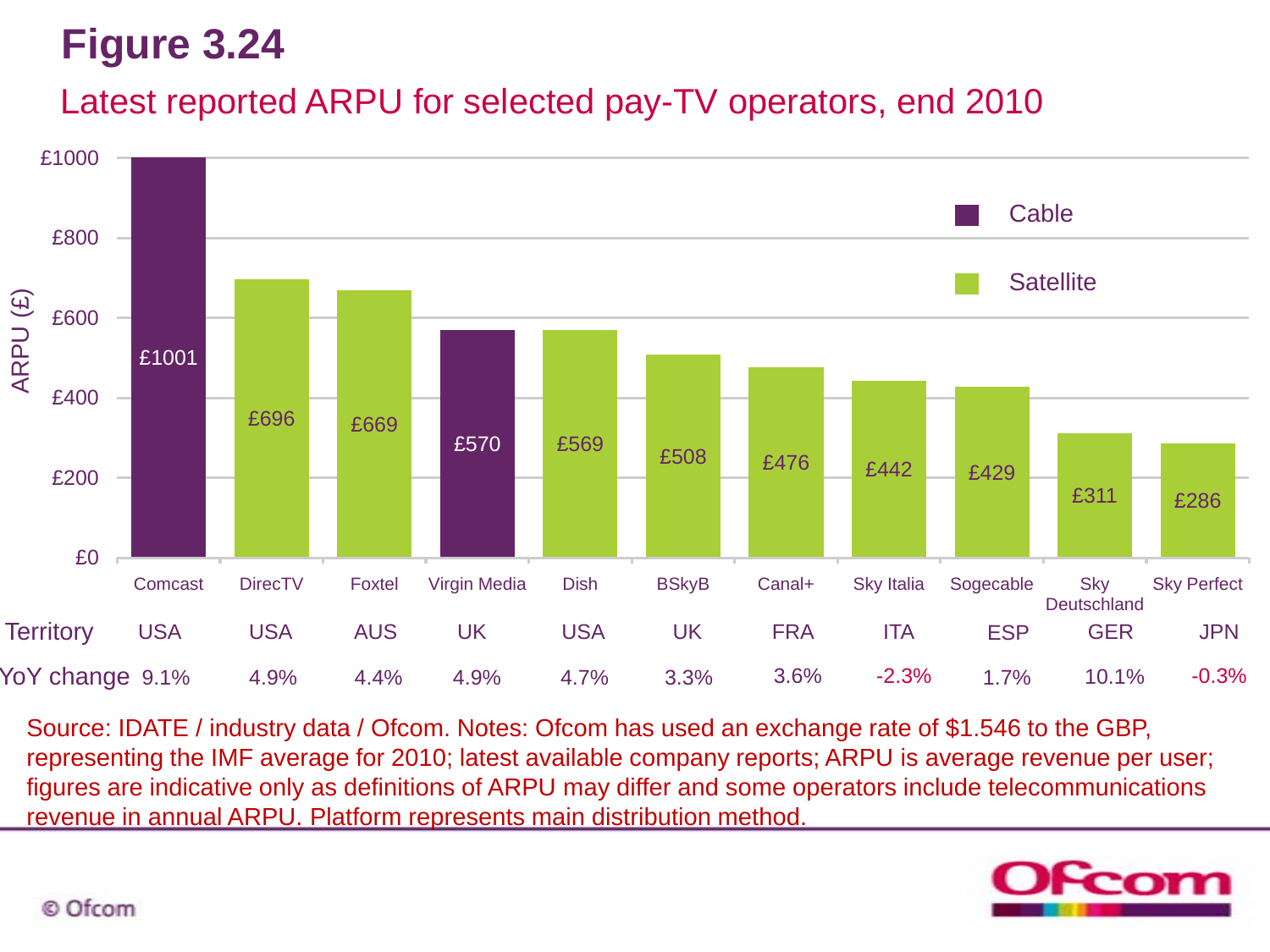# Figure 3.24

## Latest reported ARPU for selected pay-TV operators, end 2010

| Operator | Platform | ARPU (£) | Territory | YoY change |
|---|---|---|---|---|
| Comcast | Cable | £1001 | USA | 9.1% |
| DirecTV | Satellite | £696 | USA | 4.9% |
| Foxtel | Satellite | £669 | AUS | 4.4% |
| Virgin Media | Cable | £570 | UK | 4.9% |
| Dish | Satellite | £569 | USA | 4.7% |
| BSkyB | Satellite | £508 | UK | 3.3% |
| Canal+ | Satellite | £476 | FRA | 3.6% |
| Sky Italia | Satellite | £442 | ITA | -2.3% |
| Sogecable | Satellite | £429 | ESP | 1.7% |
| Sky Deutschland | Satellite | £311 | GER | 10.1% |
| Sky Perfect | Satellite | £286 | JPN | -0.3% |

Source: IDATE / industry data / Ofcom. Notes: Ofcom has used an exchange rate of $1.546 to the GBP, representing the IMF average for 2010; latest available company reports; ARPU is average revenue per user; figures are indicative only as definitions of ARPU may differ and some operators include telecommunications revenue in annual ARPU. Platform represents main distribution method.

© Ofcom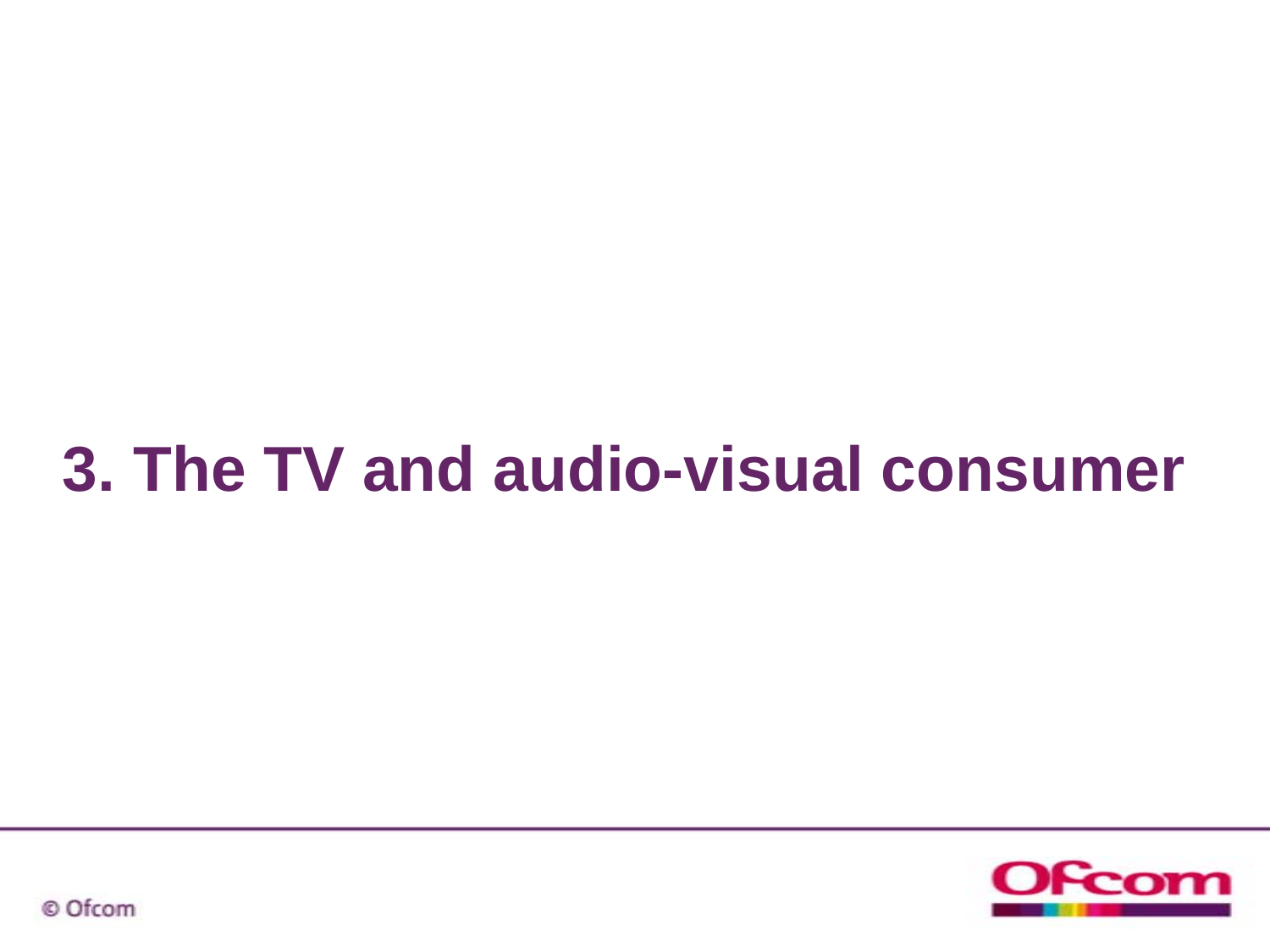# 3. The TV and audio-visual consumer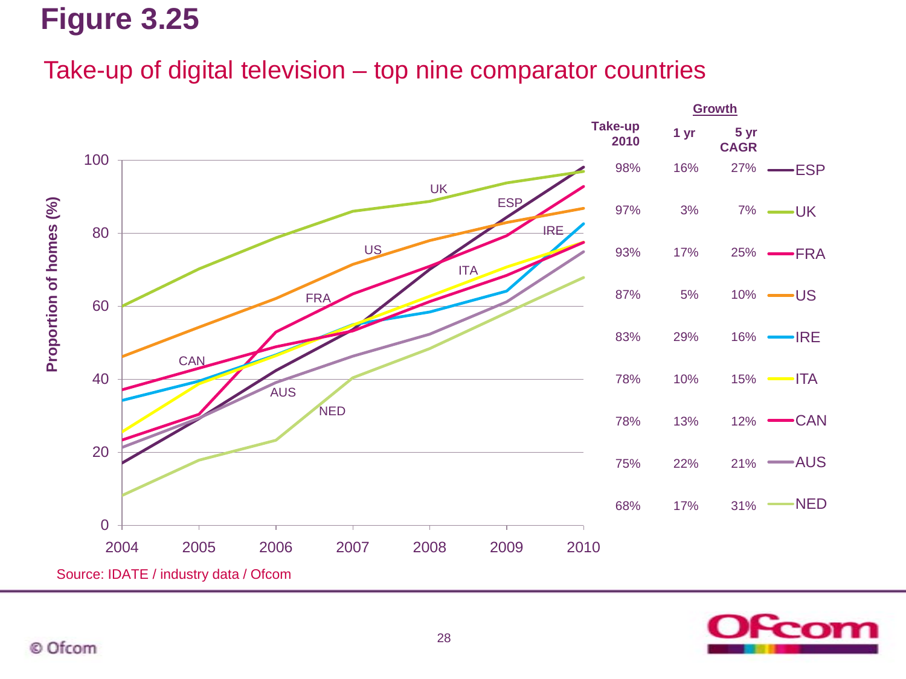# Figure 3.25

## Take-up of digital television – top nine comparator countries

| Country | Take-up 2010 | Growth 1 yr | Growth 5 yr CAGR |
|---|---|---|---|
| ESP | 98% | 16% | 27% |
| UK | 97% | 3% | 7% |
| FRA | 93% | 17% | 25% |
| US | 87% | 5% | 10% |
| IRE | 83% | 29% | 16% |
| ITA | 78% | 10% | 15% |
| CAN | 78% | 13% | 12% |
| AUS | 75% | 22% | 21% |
| NED | 68% | 17% | 31% |

Source: IDATE / industry data / Ofcom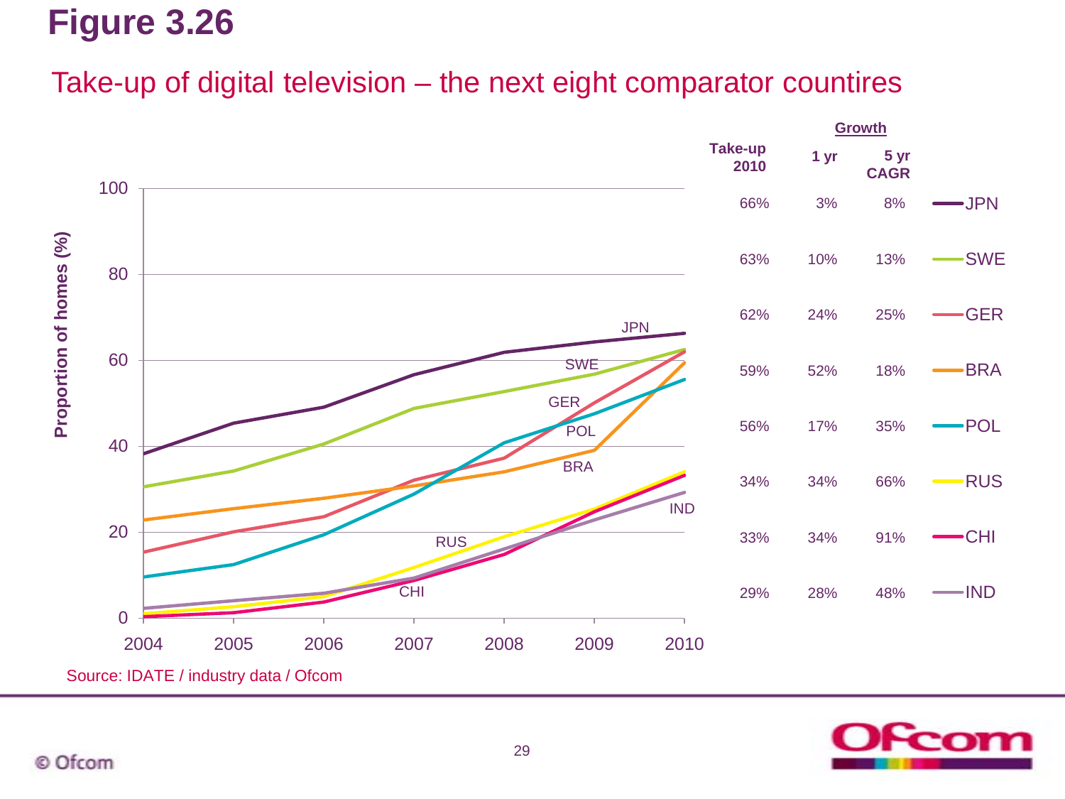# Figure 3.26

## Take-up of digital television – the next eight comparator countires

| | Take-up 2010 | Growth 1 yr | Growth 5 yr CAGR |
|---|---|---|---|
| JPN | 66% | 3% | 8% |
| SWE | 63% | 10% | 13% |
| GER | 62% | 24% | 25% |
| BRA | 59% | 52% | 18% |
| POL | 56% | 17% | 35% |
| RUS | 34% | 34% | 66% |
| CHI | 33% | 34% | 91% |
| IND | 29% | 28% | 48% |

Source: IDATE / industry data / Ofcom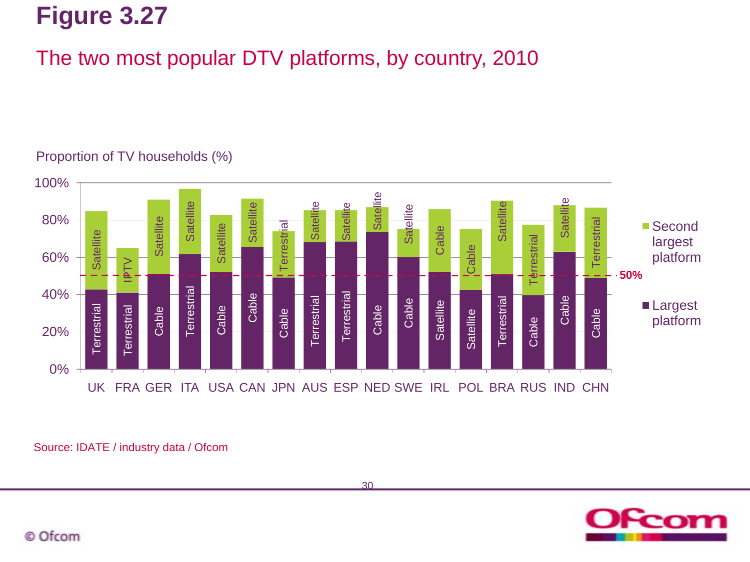# Figure 3.27

## The two most popular DTV platforms, by country, 2010

Proportion of TV households (%)

| Country | Largest platform | Second largest platform |
|---|---|---|
| UK | Terrestrial | Satellite |
| FRA | Terrestrial | IPTV |
| GER | Cable | Satellite |
| ITA | Terrestrial | Satellite |
| USA | Cable | Satellite |
| CAN | Cable | Satellite |
| JPN | Cable | Terrestrial |
| AUS | Terrestrial | Satellite |
| ESP | Terrestrial | Satellite |
| NED | Cable | Satellite |
| SWE | Cable | Satellite |
| IRL | Satellite | Cable |
| POL | Satellite | Cable |
| BRA | Terrestrial | Satellite |
| RUS | Cable | Terrestrial |
| IND | Cable | Satellite |
| CHN | Cable | Terrestrial |

Source: IDATE / industry data / Ofcom

© Ofcom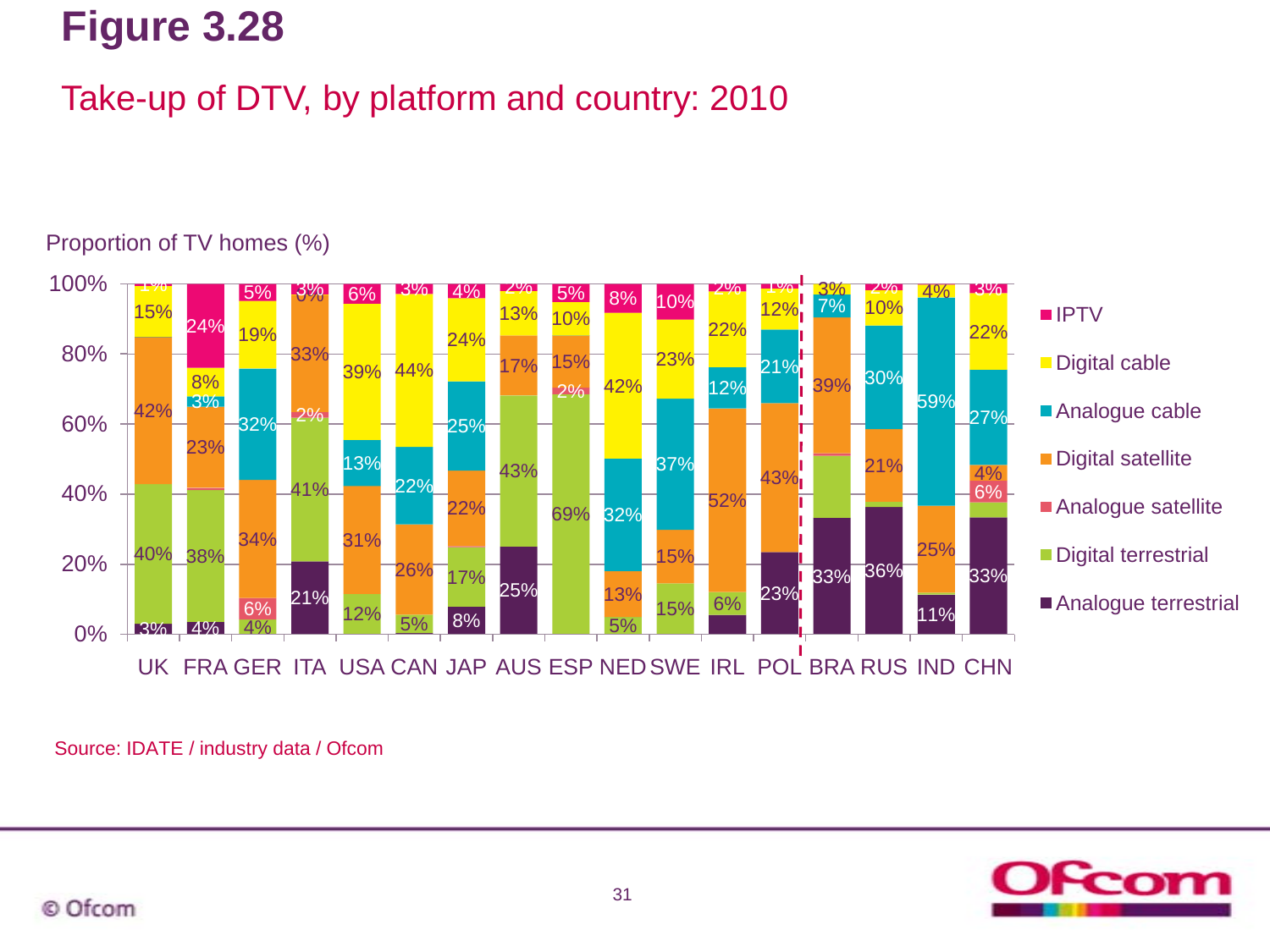# Figure 3.28

## Take-up of DTV, by platform and country: 2010

Proportion of TV homes (%)

| Country | Analogue terrestrial | Digital terrestrial | Analogue satellite | Digital satellite | Analogue cable | Digital cable | IPTV |
|---|---|---|---|---|---|---|---|
| UK | 3% | 40% | | 42% | | 15% | 1% |
| FRA | 4% | 38% | | 23% | 3% | 8% | 24% |
| GER | | 4% | 6% | 34% | 32% | 19% | 5% |
| ITA | 21% | 41% | 2% | 33% | | 0% | 3% |
| USA | | 12% | | 31% | 13% | 39% | 6% |
| CAN | | 5% | | 26% | 22% | 44% | 3% |
| JAP | 8% | 17% | | 22% | 25% | 24% | 4% |
| AUS | 25% | 43% | | 17% | | 13% | 2% |
| ESP | | 69% | 2% | 15% | | 10% | 5% |
| NED | | 5% | | 13% | 32% | 42% | 8% |
| SWE | | 15% | | 15% | 37% | 23% | 10% |
| IRL | | 6% | | 52% | 12% | 22% | 2% |
| POL | 23% | | | 43% | 21% | 12% | 1% |
| BRA | 33% | | | 39% | 7% | 3% | |
| RUS | 36% | | | 21% | 30% | 10% | 2% |
| IND | 11% | | | 25% | 59% | 4% | |
| CHN | 33% | | 6% | 4% | 27% | 22% | 3% |

Source: IDATE / industry data / Ofcom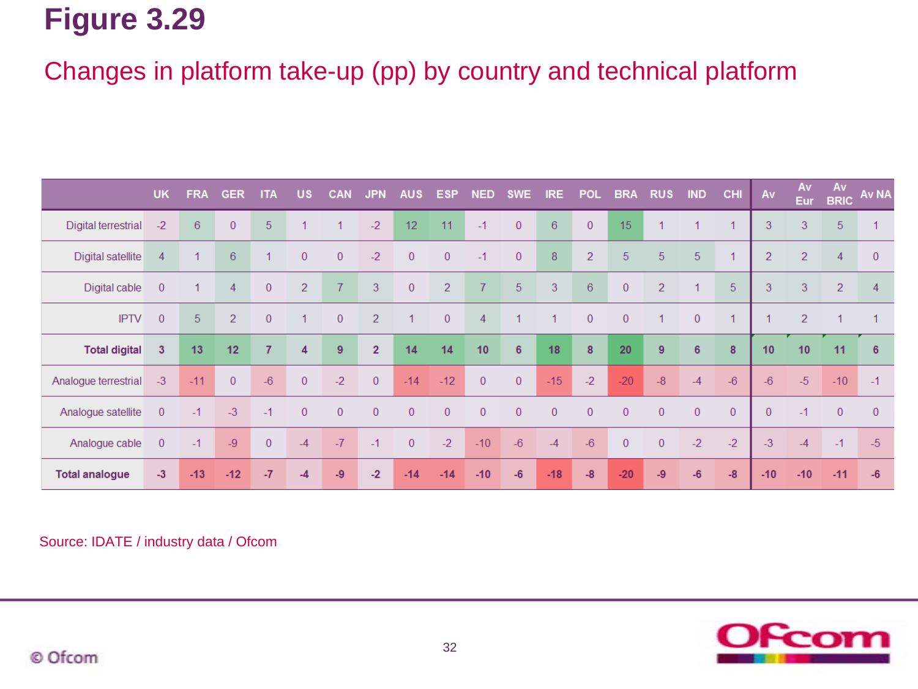# Figure 3.29

## Changes in platform take-up (pp) by country and technical platform

| | UK | FRA | GER | ITA | US | CAN | JPN | AUS | ESP | NED | SWE | IRE | POL | BRA | RUS | IND | CHI | Av | Av Eur | Av BRIC | Av NA |
|---|---|---|---|---|---|---|---|---|---|---|---|---|---|---|---|---|---|---|---|---|---|
| Digital terrestrial | -2 | 6 | 0 | 5 | 1 | 1 | -2 | 12 | 11 | -1 | 0 | 6 | 0 | 15 | 1 | 1 | 1 | 3 | 3 | 5 | 1 |
| Digital satellite | 4 | 1 | 6 | 1 | 0 | 0 | -2 | 0 | 0 | -1 | 0 | 8 | 2 | 5 | 5 | 5 | 1 | 2 | 2 | 4 | 0 |
| Digital cable | 0 | 1 | 4 | 0 | 2 | 7 | 3 | 0 | 2 | 7 | 5 | 3 | 6 | 0 | 2 | 1 | 5 | 3 | 3 | 2 | 4 |
| IPTV | 0 | 5 | 2 | 0 | 1 | 0 | 2 | 1 | 0 | 4 | 1 | 1 | 0 | 0 | 1 | 0 | 1 | 1 | 2 | 1 | 1 |
| **Total digital** | **3** | **13** | **12** | **7** | **4** | **9** | **2** | **14** | **14** | **10** | **6** | **18** | **8** | **20** | **9** | **6** | **8** | **10** | **10** | **11** | **6** |
| Analogue terrestrial | -3 | -11 | 0 | -6 | 0 | -2 | 0 | -14 | -12 | 0 | 0 | -15 | -2 | -20 | -8 | -4 | -6 | -6 | -5 | -10 | -1 |
| Analogue satellite | 0 | -1 | -3 | -1 | 0 | 0 | 0 | 0 | 0 | 0 | 0 | 0 | 0 | 0 | 0 | 0 | 0 | 0 | -1 | 0 | 0 |
| Analogue cable | 0 | -1 | -9 | 0 | -4 | -7 | -1 | 0 | -2 | -10 | -6 | -4 | -6 | 0 | 0 | -2 | -2 | -3 | -4 | -1 | -5 |
| **Total analogue** | **-3** | **-13** | **-12** | **-7** | **-4** | **-9** | **-2** | **-14** | **-14** | **-10** | **-6** | **-18** | **-8** | **-20** | **-9** | **-6** | **-8** | **-10** | **-10** | **-11** | **-6** |

Source: IDATE / industry data / Ofcom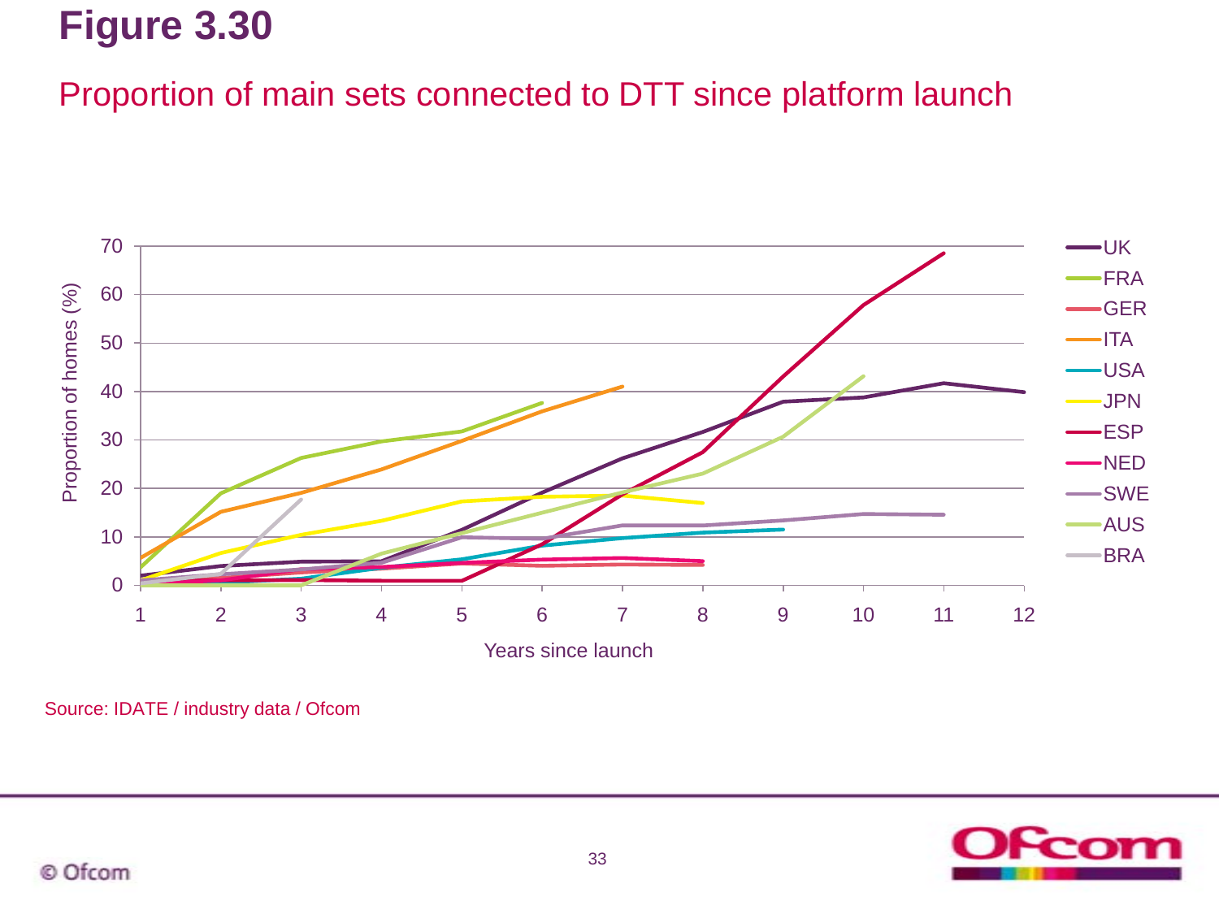# Figure 3.30

## Proportion of main sets connected to DTT since platform launch

Source: IDATE / industry data / Ofcom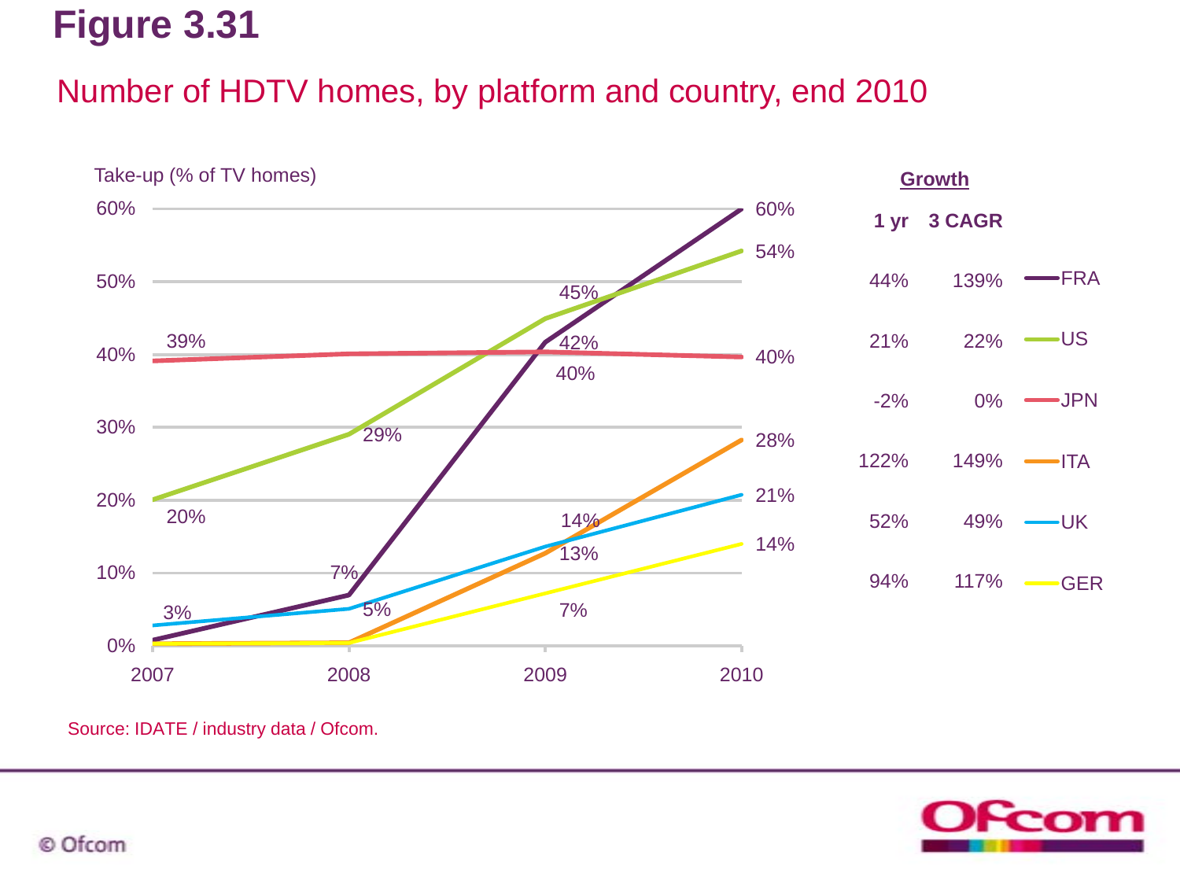# Figure 3.31

## Number of HDTV homes, by platform and country, end 2010

Take-up (% of TV homes)

| Country | 2007 | 2008 | 2009 | 2010 | Growth: 1 yr | Growth: 3 CAGR |
|---|---|---|---|---|---|---|
| FRA | | 7% | 42% | 60% | 44% | 139% |
| US | 20% | 29% | 45% | 54% | 21% | 22% |
| JPN | 39% | | 40% | 40% | -2% | 0% |
| ITA | | | 13% | 28% | 122% | 149% |
| UK | 3% | 5% | 14% | 21% | 52% | 49% |
| GER | | | 7% | 14% | 94% | 117% |

Source: IDATE / industry data / Ofcom.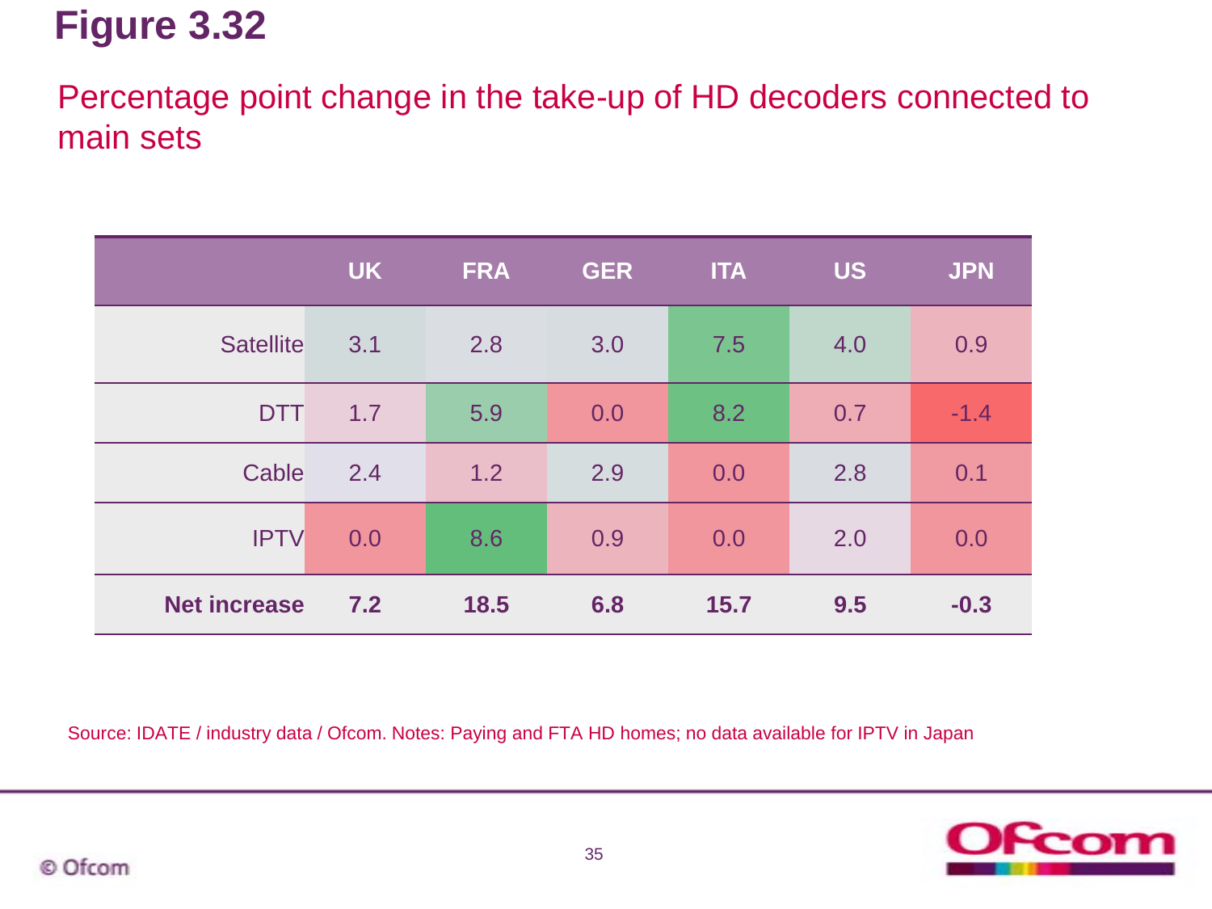# Figure 3.32

Percentage point change in the take-up of HD decoders connected to main sets

| | UK | FRA | GER | ITA | US | JPN |
|---|---|---|---|---|---|---|
| Satellite | 3.1 | 2.8 | 3.0 | 7.5 | 4.0 | 0.9 |
| DTT | 1.7 | 5.9 | 0.0 | 8.2 | 0.7 | -1.4 |
| Cable | 2.4 | 1.2 | 2.9 | 0.0 | 2.8 | 0.1 |
| IPTV | 0.0 | 8.6 | 0.9 | 0.0 | 2.0 | 0.0 |
| **Net increase** | **7.2** | **18.5** | **6.8** | **15.7** | **9.5** | **-0.3** |

Source: IDATE / industry data / Ofcom. Notes: Paying and FTA HD homes; no data available for IPTV in Japan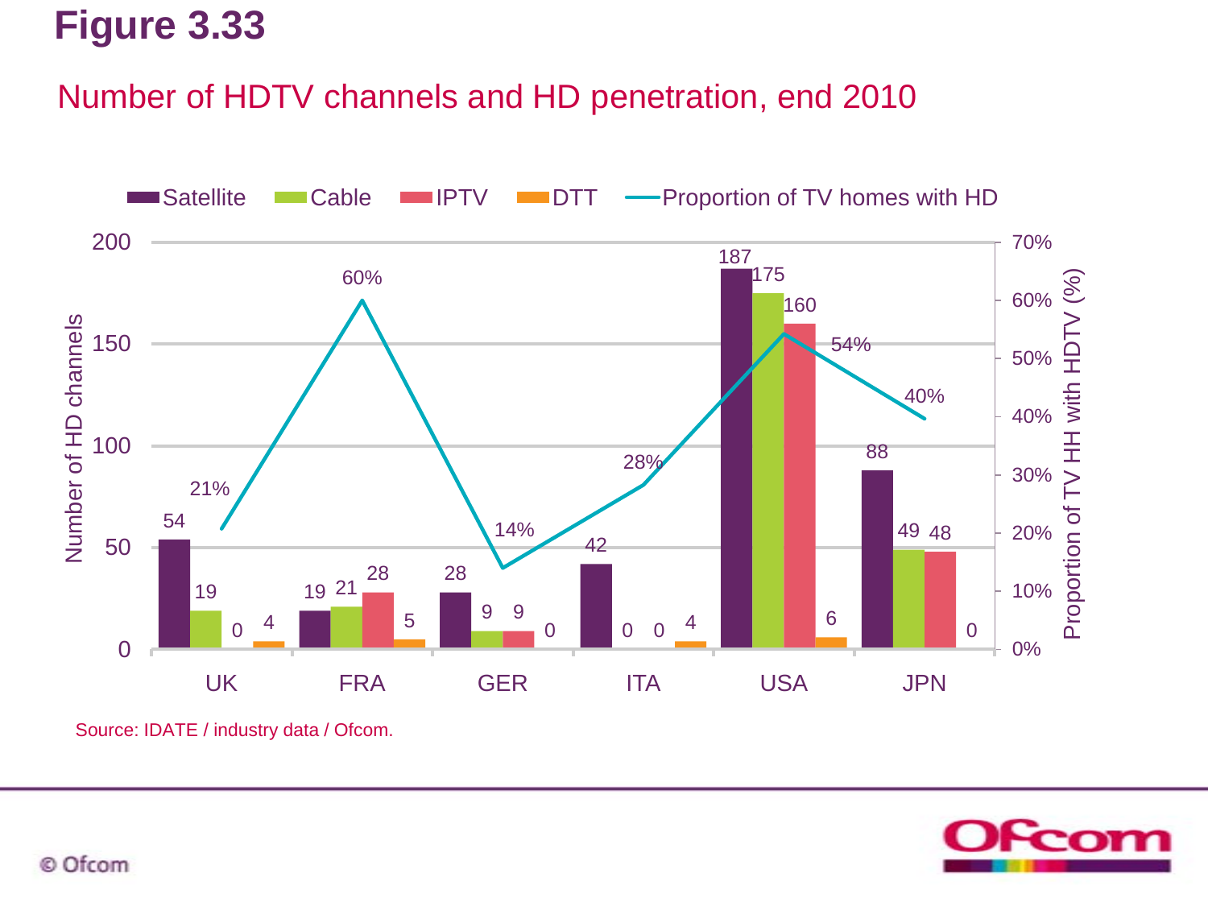# Figure 3.33

## Number of HDTV channels and HD penetration, end 2010

| | Satellite | Cable | IPTV | DTT | Proportion of TV homes with HD |
|---|---|---|---|---|---|
| UK | 54 | 19 | 0 | 4 | 21% |
| FRA | 19 | 21 | 28 | 5 | 60% |
| GER | 28 | 9 | 9 | 0 | 14% |
| ITA | 42 | 0 | 0 | 4 | 28% |
| USA | 187 | 175 | 160 | 6 | 54% |
| JPN | 88 | 49 | 48 | 0 | 40% |

Source: IDATE / industry data / Ofcom.

© Ofcom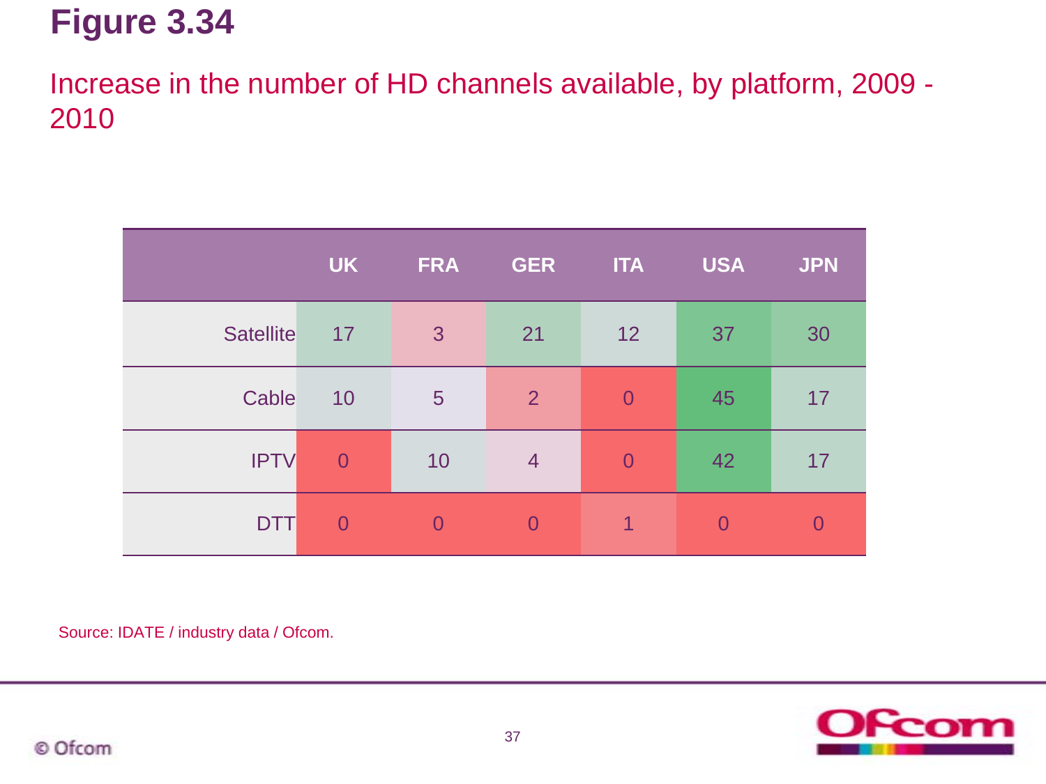# Figure 3.34

## Increase in the number of HD channels available, by platform, 2009 - 2010

| | UK | FRA | GER | ITA | USA | JPN |
|---|---|---|---|---|---|---|
| Satellite | 17 | 3 | 21 | 12 | 37 | 30 |
| Cable | 10 | 5 | 2 | 0 | 45 | 17 |
| IPTV | 0 | 10 | 4 | 0 | 42 | 17 |
| DTT | 0 | 0 | 0 | 1 | 0 | 0 |

Source: IDATE / industry data / Ofcom.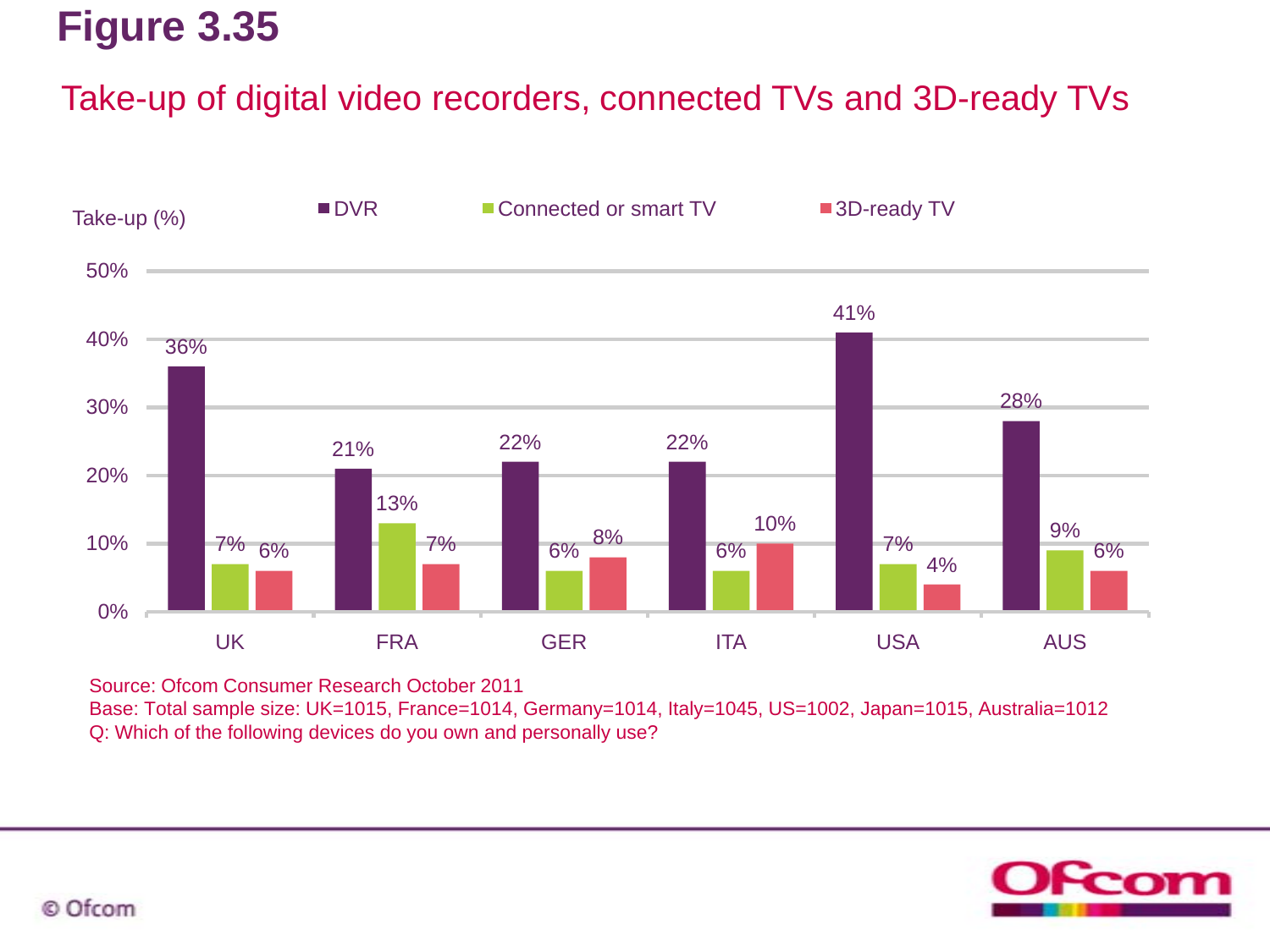# Figure 3.35

## Take-up of digital video recorders, connected TVs and 3D-ready TVs

Take-up (%)

| | DVR | Connected or smart TV | 3D-ready TV |
|---|---|---|---|
| UK | 36% | 7% | 6% |
| FRA | 21% | 13% | 7% |
| GER | 22% | 6% | 8% |
| ITA | 22% | 6% | 10% |
| USA | 41% | 7% | 4% |
| AUS | 28% | 9% | 6% |

Source: Ofcom Consumer Research October 2011
Base: Total sample size: UK=1015, France=1014, Germany=1014, Italy=1045, US=1002, Japan=1015, Australia=1012
Q: Which of the following devices do you own and personally use?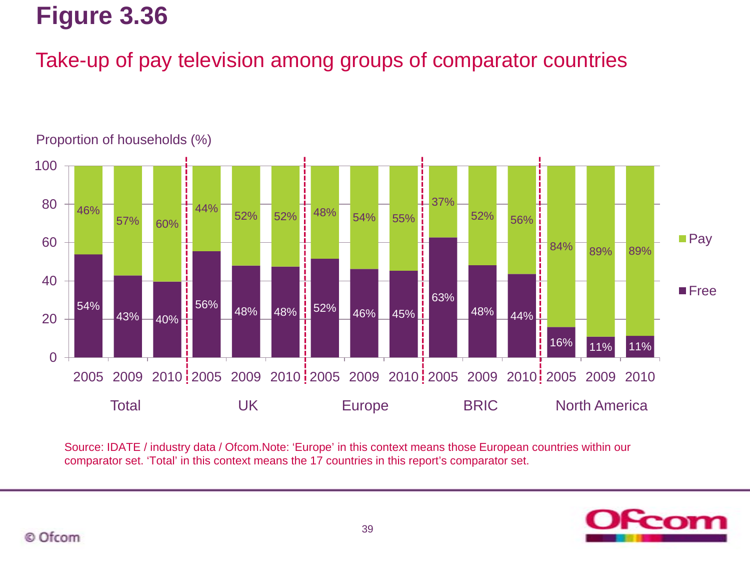# Figure 3.36

## Take-up of pay television among groups of comparator countries

Proportion of households (%)

| Group | Year | Pay | Free |
|---|---|---|---|
| Total | 2005 | 46% | 54% |
| Total | 2009 | 57% | 43% |
| Total | 2010 | 60% | 40% |
| UK | 2005 | 44% | 56% |
| UK | 2009 | 52% | 48% |
| UK | 2010 | 52% | 48% |
| Europe | 2005 | 48% | 52% |
| Europe | 2009 | 54% | 46% |
| Europe | 2010 | 55% | 45% |
| BRIC | 2005 | 37% | 63% |
| BRIC | 2009 | 52% | 48% |
| BRIC | 2010 | 56% | 44% |
| North America | 2005 | 84% | 16% |
| North America | 2009 | 89% | 11% |
| North America | 2010 | 89% | 11% |

Source: IDATE / industry data / Ofcom.Note: 'Europe' in this context means those European countries within our comparator set. 'Total' in this context means the 17 countries in this report's comparator set.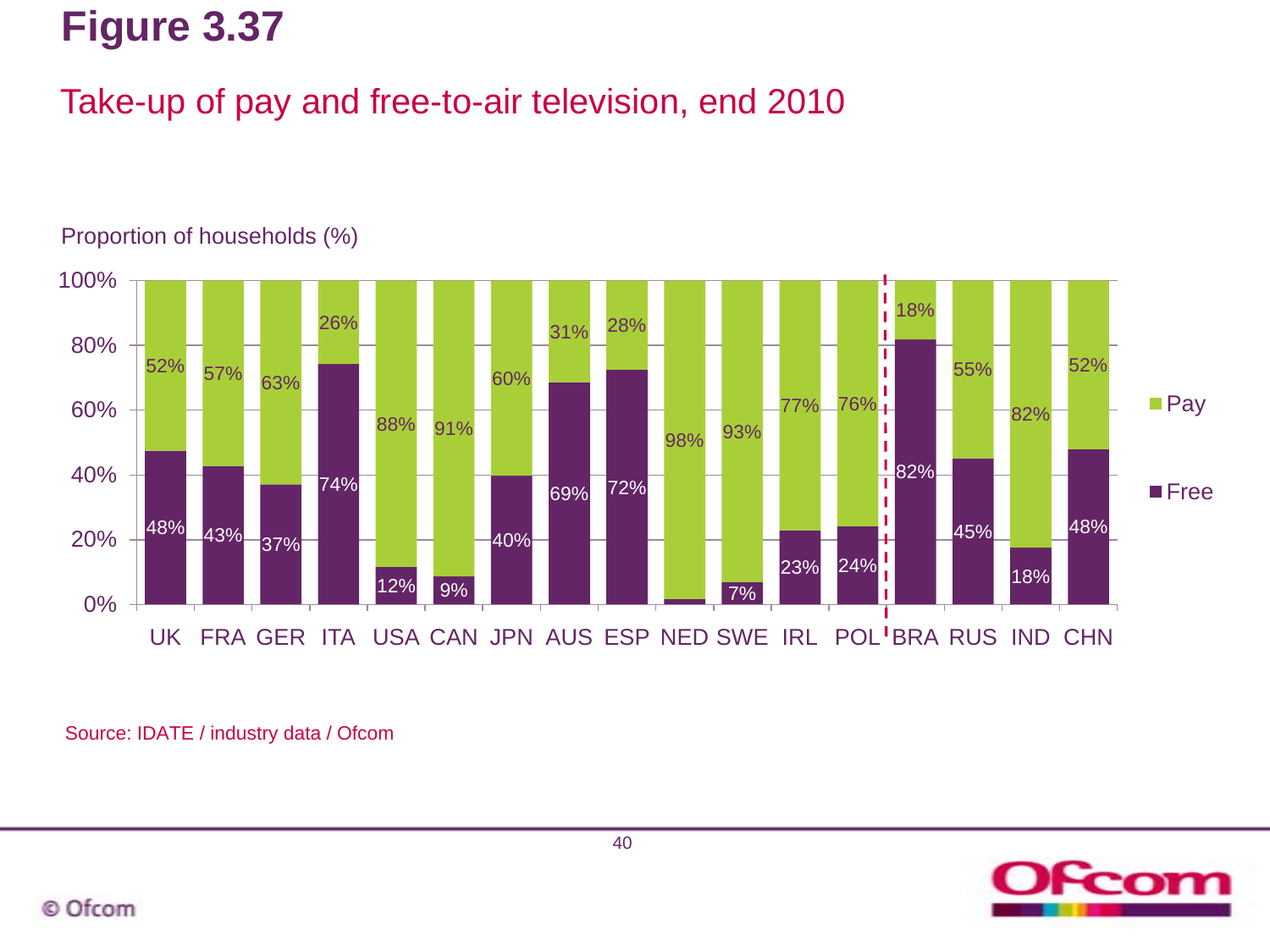# Figure 3.37

## Take-up of pay and free-to-air television, end 2010

Proportion of households (%)

| Country | Free | Pay |
|---|---|---|
| UK | 48% | 52% |
| FRA | 43% | 57% |
| GER | 37% | 63% |
| ITA | 74% | 26% |
| USA | 12% | 88% |
| CAN | 9% | 91% |
| JPN | 40% | 60% |
| AUS | 69% | 31% |
| ESP | 72% | 28% |
| NED | | 98% |
| SWE | 7% | 93% |
| IRL | 23% | 77% |
| POL | 24% | 76% |
| BRA | 82% | 18% |
| RUS | 45% | 55% |
| IND | 18% | 82% |
| CHN | 48% | 52% |

Source: IDATE / industry data / Ofcom

© Ofcom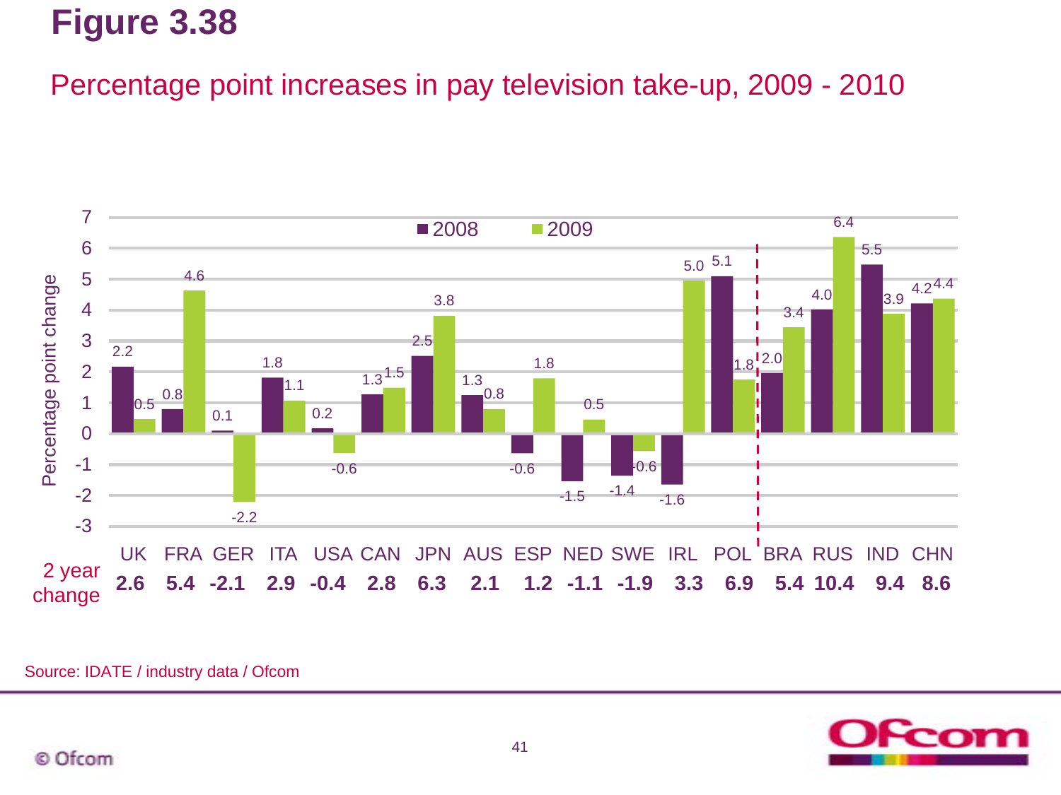# Figure 3.38

## Percentage point increases in pay television take-up, 2009 - 2010

| Country | 2008 | 2009 | 2 year change |
|---|---|---|---|
| UK | 2.2 | 0.5 | 2.6 |
| FRA | 0.8 | 4.6 | 5.4 |
| GER | 0.1 | -2.2 | -2.1 |
| ITA | 1.8 | 1.1 | 2.9 |
| USA | 0.2 | -0.6 | -0.4 |
| CAN | 1.3 | 1.5 | 2.8 |
| JPN | 2.5 | 3.8 | 6.3 |
| AUS | 1.3 | 0.8 | 2.1 |
| ESP | -0.6 | 1.8 | 1.2 |
| NED | -1.5 | 0.5 | -1.1 |
| SWE | -1.4 | -0.6 | -1.9 |
| IRL | -1.6 | 5.0 | 3.3 |
| POL | 5.1 | 1.8 | 6.9 |
| BRA | 2.0 | 3.4 | 5.4 |
| RUS | 4.0 | 6.4 | 10.4 |
| IND | 5.5 | 3.9 | 9.4 |
| CHN | 4.2 | 4.4 | 8.6 |

Source: IDATE / industry data / Ofcom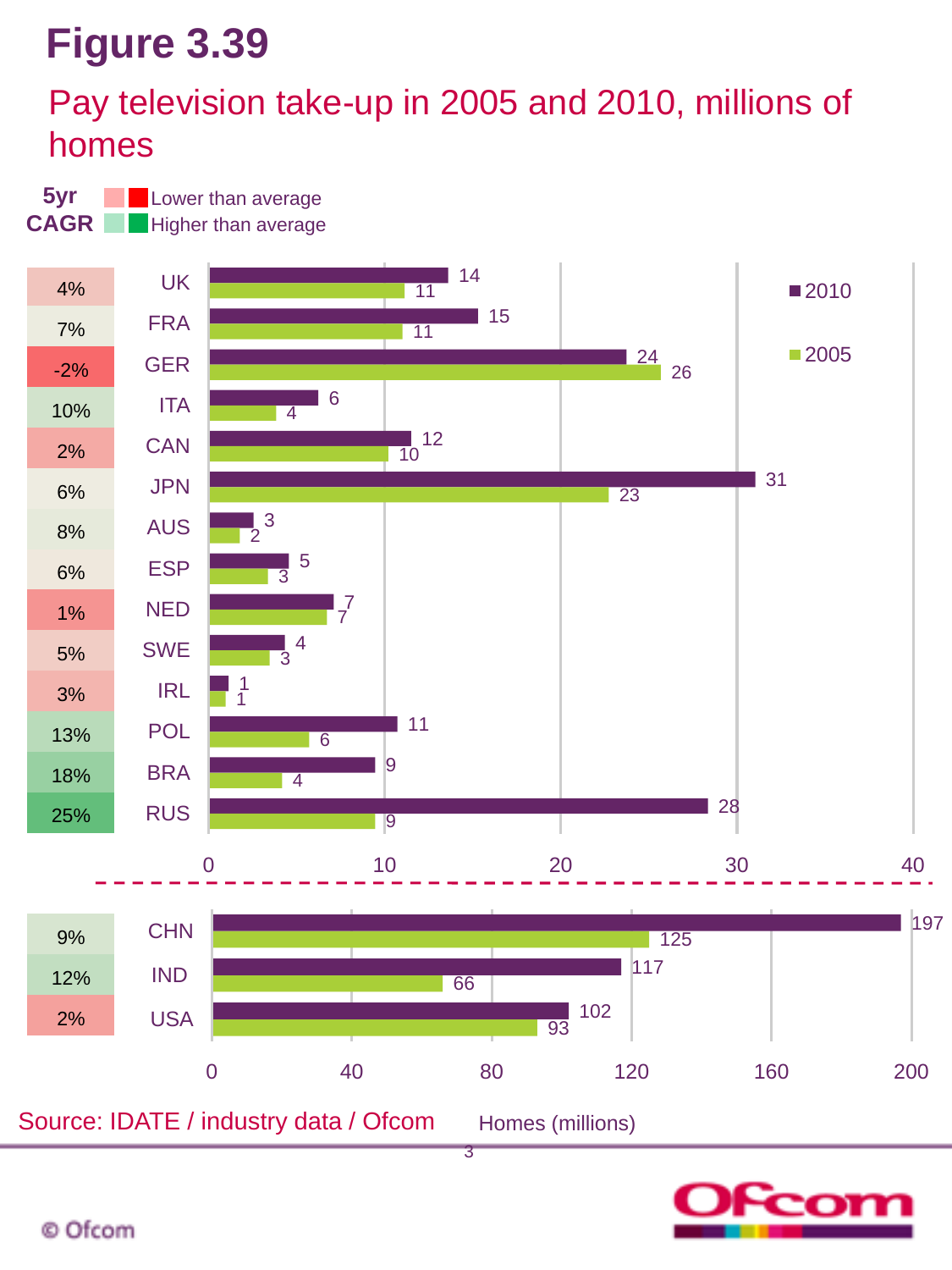# Figure 3.39

## Pay television take-up in 2005 and 2010, millions of homes

5yr CAGR: Lower than average / Higher than average

| 5yr CAGR | Country | 2010 | 2005 |
|---|---|---|---|
| 4% | UK | 14 | 11 |
| 7% | FRA | 15 | 11 |
| -2% | GER | 24 | 26 |
| 10% | ITA | 6 | 4 |
| 2% | CAN | 12 | 10 |
| 6% | JPN | 31 | 23 |
| 8% | AUS | 3 | 2 |
| 6% | ESP | 5 | 3 |
| 1% | NED | 7 | 7 |
| 5% | SWE | 4 | 3 |
| 3% | IRL | 1 | 1 |
| 13% | POL | 11 | 6 |
| 18% | BRA | 9 | 4 |
| 25% | RUS | 28 | 9 |
| 9% | CHN | 197 | 125 |
| 12% | IND | 117 | 66 |
| 2% | USA | 102 | 93 |

Homes (millions)

Source: IDATE / industry data / Ofcom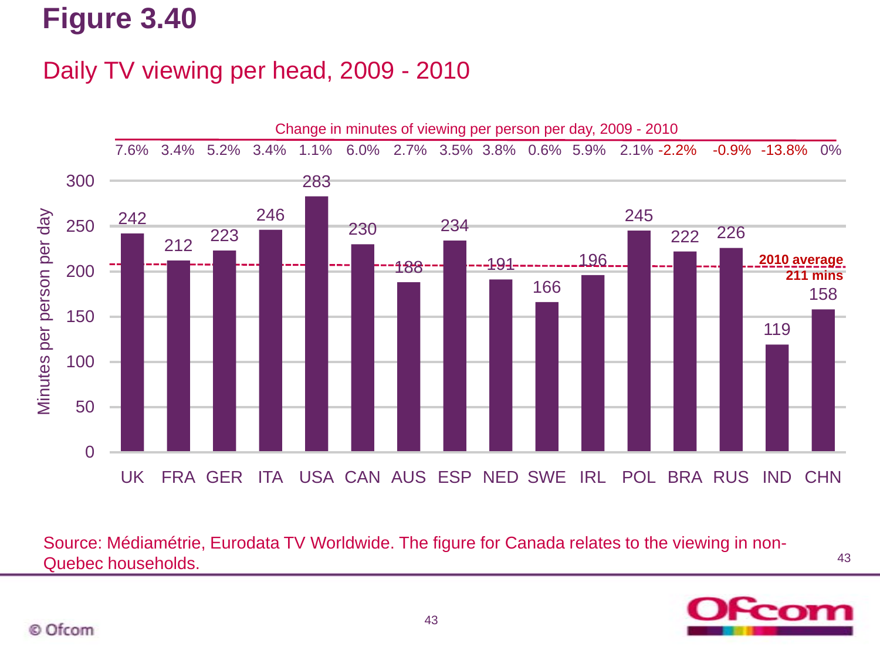# Figure 3.40

## Daily TV viewing per head, 2009 - 2010

Change in minutes of viewing per person per day, 2009 - 2010

| | UK | FRA | GER | ITA | USA | CAN | AUS | ESP | NED | SWE | IRL | POL | BRA | RUS | IND | CHN |
|---|---|---|---|---|---|---|---|---|---|---|---|---|---|---|---|---|
| Change 2009 - 2010 | 7.6% | 3.4% | 5.2% | 3.4% | 1.1% | 6.0% | 2.7% | 3.5% | 3.8% | 0.6% | 5.9% | 2.1% | -2.2% | -0.9% | -13.8% | 0% |
| Minutes per person per day | 242 | 212 | 223 | 246 | 283 | 230 | 188 | 234 | 191 | 166 | 196 | 245 | 222 | 226 | 119 | 158 |

2010 average 211 mins

Source: Médiamétrie, Eurodata TV Worldwide. The figure for Canada relates to the viewing in non-Quebec households.

© Ofcom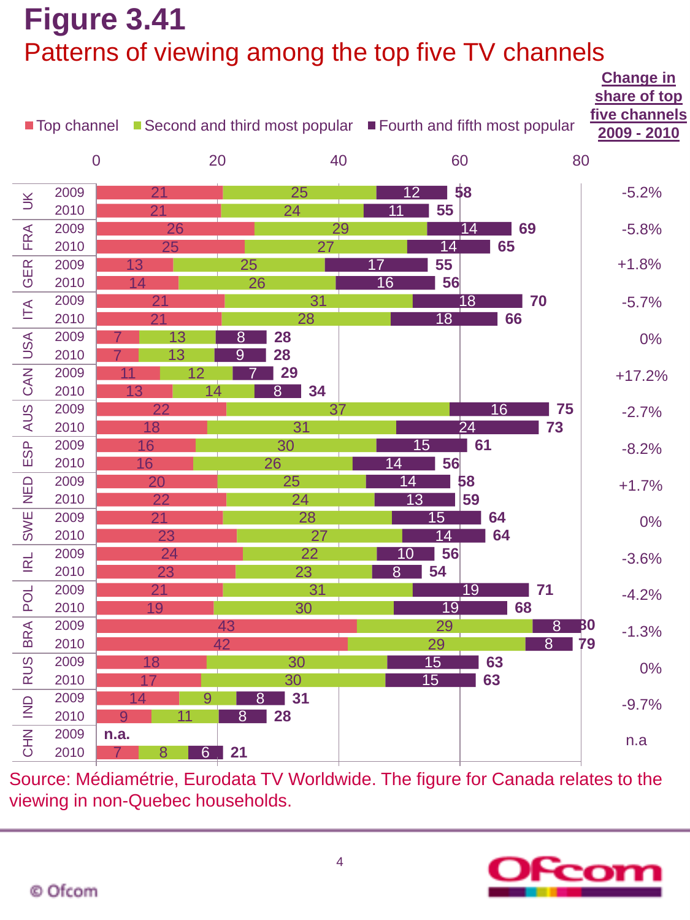# Figure 3.41

## Patterns of viewing among the top five TV channels

| Country | Year | Top channel | Second and third most popular | Fourth and fifth most popular | Total | Change in share of top five channels 2009 - 2010 |
|---|---|---|---|---|---|---|
| UK | 2009 | 21 | 25 | 12 | 58 | -5.2% |
| UK | 2010 | 21 | 24 | 11 | 55 | |
| FRA | 2009 | 26 | 29 | 14 | 69 | -5.8% |
| FRA | 2010 | 25 | 27 | 14 | 65 | |
| GER | 2009 | 13 | 25 | 17 | 55 | +1.8% |
| GER | 2010 | 14 | 26 | 16 | 56 | |
| ITA | 2009 | 21 | 31 | 18 | 70 | -5.7% |
| ITA | 2010 | 21 | 28 | 18 | 66 | |
| USA | 2009 | 7 | 13 | 8 | 28 | 0% |
| USA | 2010 | 7 | 13 | 9 | 28 | |
| CAN | 2009 | 11 | 12 | 7 | 29 | +17.2% |
| CAN | 2010 | 13 | 14 | 8 | 34 | |
| AUS | 2009 | 22 | 37 | 16 | 75 | -2.7% |
| AUS | 2010 | 18 | 31 | 24 | 73 | |
| ESP | 2009 | 16 | 30 | 15 | 61 | -8.2% |
| ESP | 2010 | 16 | 26 | 14 | 56 | |
| NED | 2009 | 20 | 25 | 14 | 58 | +1.7% |
| NED | 2010 | 22 | 24 | 13 | 59 | |
| SWE | 2009 | 21 | 28 | 15 | 64 | 0% |
| SWE | 2010 | 23 | 27 | 14 | 64 | |
| IRL | 2009 | 24 | 22 | 10 | 56 | -3.6% |
| IRL | 2010 | 23 | 23 | 8 | 54 | |
| POL | 2009 | 21 | 31 | 19 | 71 | -4.2% |
| POL | 2010 | 19 | 30 | 19 | 68 | |
| BRA | 2009 | 43 | 29 | 8 | 80 | -1.3% |
| BRA | 2010 | 42 | 29 | 8 | 79 | |
| RUS | 2009 | 18 | 30 | 15 | 63 | 0% |
| RUS | 2010 | 17 | 30 | 15 | 63 | |
| IND | 2009 | 14 | 9 | 8 | 31 | -9.7% |
| IND | 2010 | 9 | 11 | 8 | 28 | |
| CHN | 2009 | n.a. | | | | n.a |
| CHN | 2010 | 7 | 8 | 6 | 21 | |

Source: Médiamétrie, Eurodata TV Worldwide. The figure for Canada relates to the viewing in non-Quebec households.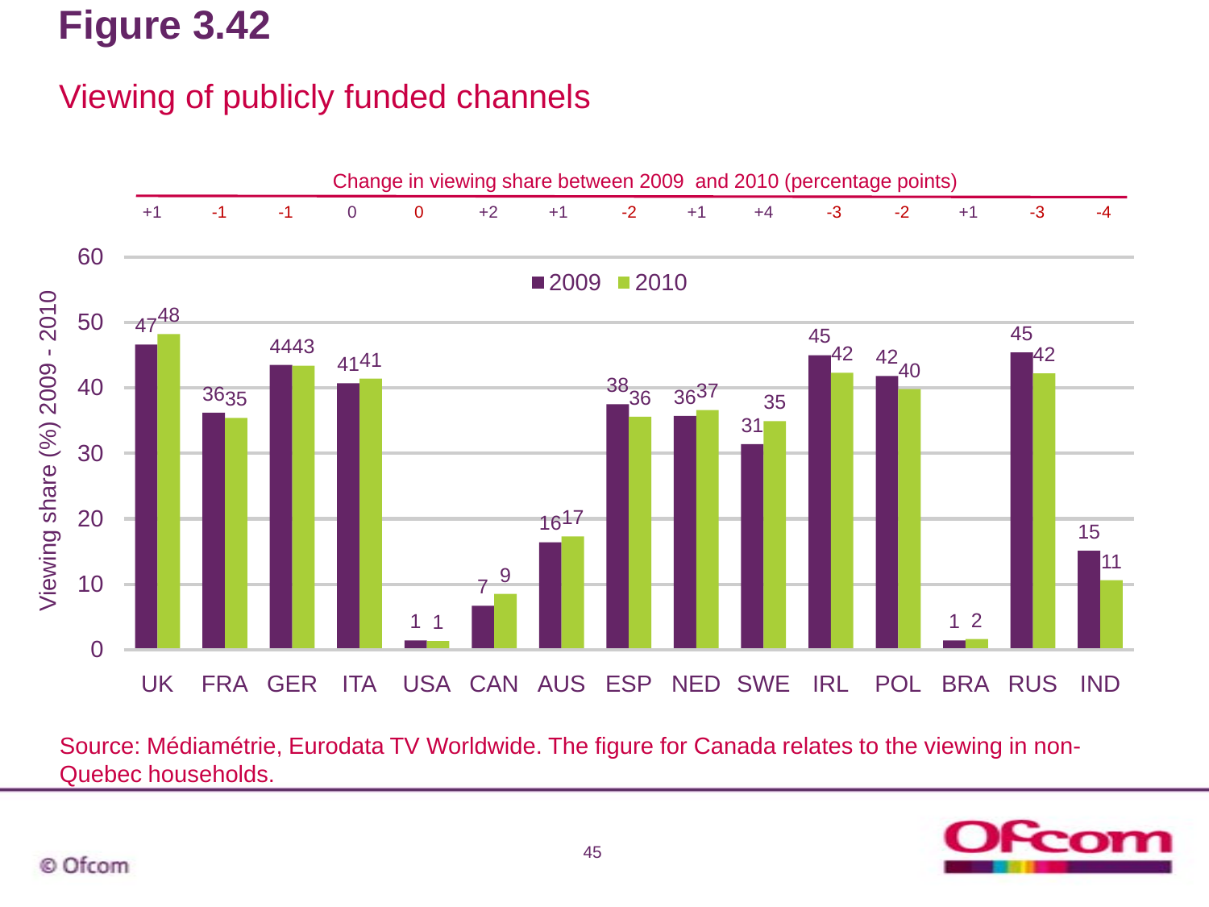# Figure 3.42

## Viewing of publicly funded channels

Change in viewing share between 2009 and 2010 (percentage points)

| | UK | FRA | GER | ITA | USA | CAN | AUS | ESP | NED | SWE | IRL | POL | BRA | RUS | IND |
|---|---|---|---|---|---|---|---|---|---|---|---|---|---|---|---|
| Change | +1 | -1 | -1 | 0 | 0 | +2 | +1 | -2 | +1 | +4 | -3 | -2 | +1 | -3 | -4 |
| 2009 | 47 | 36 | 44 | 41 | 1 | 7 | 16 | 38 | 36 | 31 | 45 | 42 | 1 | 45 | 15 |
| 2010 | 48 | 35 | 43 | 41 | 1 | 9 | 17 | 36 | 37 | 35 | 42 | 40 | 2 | 42 | 11 |

Viewing share (%) 2009 - 2010

Source: Médiamétrie, Eurodata TV Worldwide. The figure for Canada relates to the viewing in non-Quebec households.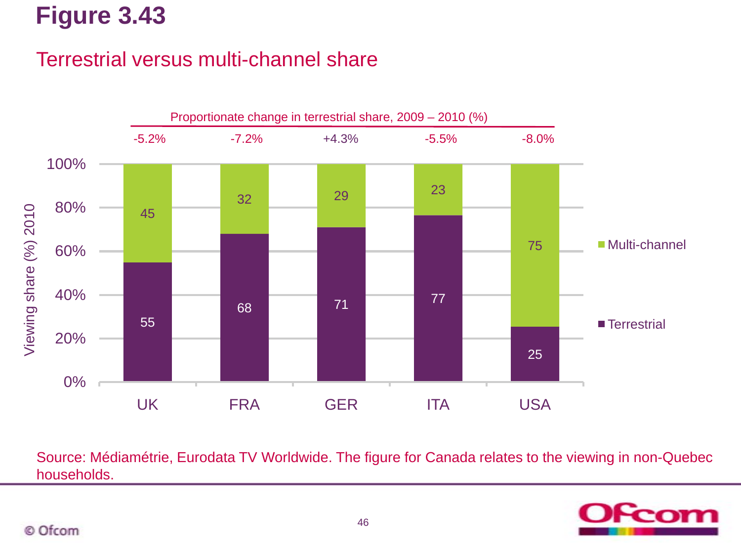# Figure 3.43

## Terrestrial versus multi-channel share

Proportionate change in terrestrial share, 2009 – 2010 (%)

| | UK | FRA | GER | ITA | USA |
|---|---|---|---|---|---|
| Proportionate change in terrestrial share, 2009 – 2010 (%) | -5.2% | -7.2% | +4.3% | -5.5% | -8.0% |
| Multi-channel | 45 | 32 | 29 | 23 | 75 |
| Terrestrial | 55 | 68 | 71 | 77 | 25 |

Viewing share (%) 2010

Source: Médiamétrie, Eurodata TV Worldwide. The figure for Canada relates to the viewing in non-Quebec households.

© Ofcom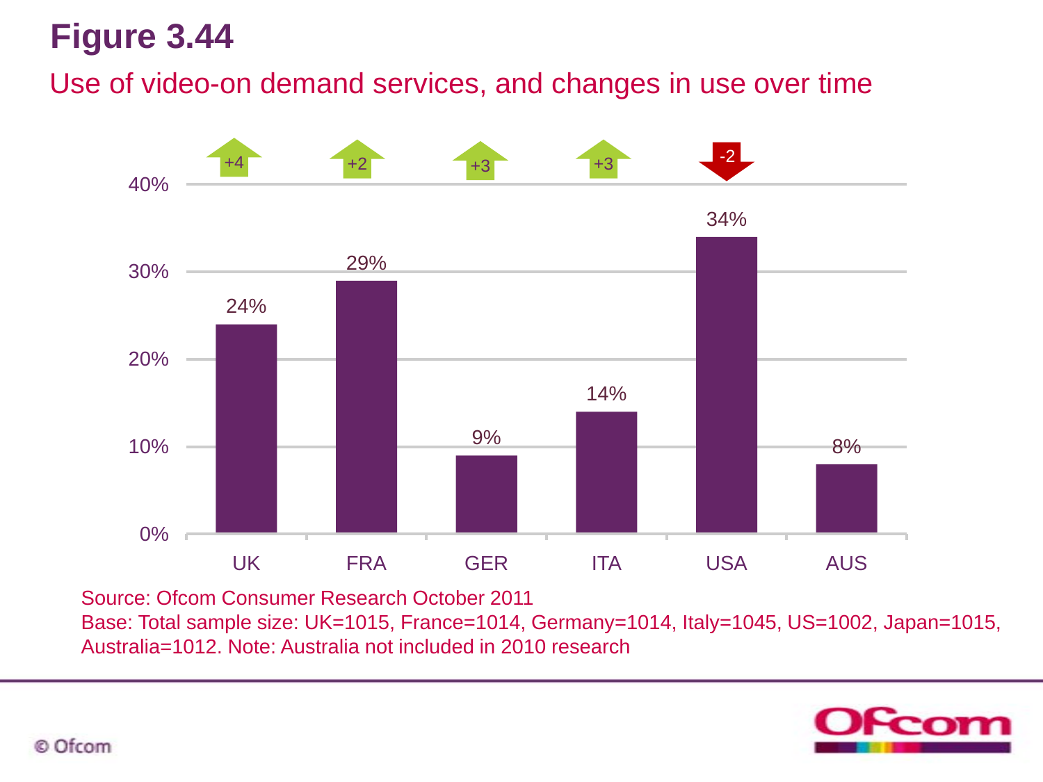# Figure 3.44

## Use of video-on demand services, and changes in use over time

+4
+2
+3
+3
-2

40%
30%
20%
10%
0%

24%
29%
9%
14%
34%
8%

UK
FRA
GER
ITA
USA
AUS

Source: Ofcom Consumer Research October 2011
Base: Total sample size: UK=1015, France=1014, Germany=1014, Italy=1045, US=1002, Japan=1015, Australia=1012. Note: Australia not included in 2010 research

© Ofcom